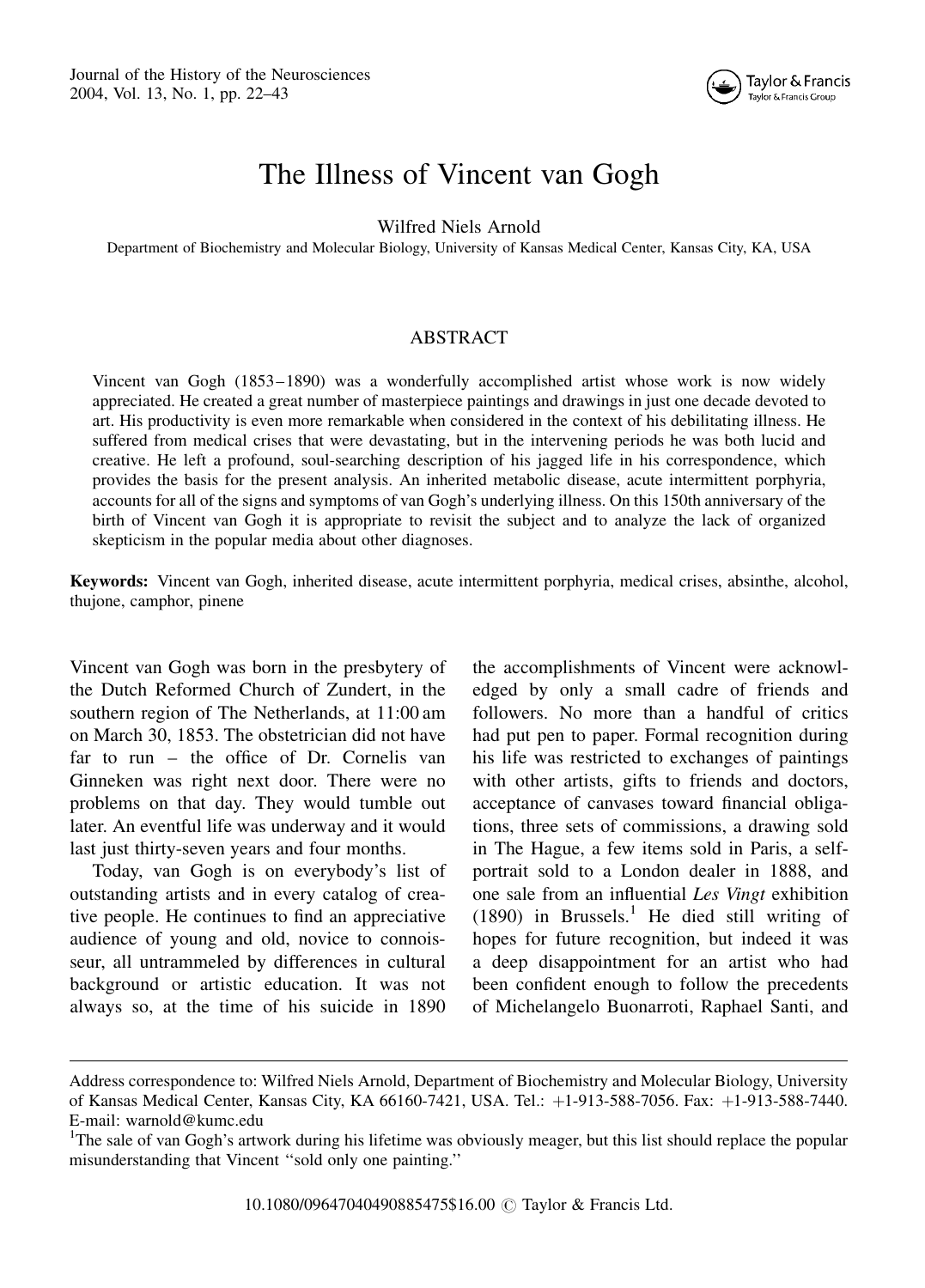# The Illness of Vincent van Gogh

Wilfred Niels Arnold

Department of Biochemistry and Molecular Biology, University of Kansas Medical Center, Kansas City, KA, USA

## ABSTRACT

Vincent van Gogh (1853–1890) was a wonderfully accomplished artist whose work is now widely appreciated. He created a great number of masterpiece paintings and drawings in just one decade devoted to art. His productivity is even more remarkable when considered in the context of his debilitating illness. He suffered from medical crises that were devastating, but in the intervening periods he was both lucid and creative. He left a profound, soul-searching description of his jagged life in his correspondence, which provides the basis for the present analysis. An inherited metabolic disease, acute intermittent porphyria, accounts for all of the signs and symptoms of van Gogh's underlying illness. On this 150th anniversary of the birth of Vincent van Gogh it is appropriate to revisit the subject and to analyze the lack of organized skepticism in the popular media about other diagnoses.

**Keywords:** Vincent van Gogh, inherited disease, acute intermittent porphyria, medical crises, absinthe, alcohol, thujone, camphor, pinene

Vincent van Gogh was born in the presbytery of the Dutch Reformed Church of Zundert, in the southern region of The Netherlands, at 11:00 am on March 30, 1853. The obstetrician did not have far to run – the office of Dr. Cornelis van Ginneken was right next door. There were no problems on that day. They would tumble out later. An eventful life was underway and it would last just thirty-seven years and four months.

Today, van Gogh is on everybody's list of outstanding artists and in every catalog of creative people. He continues to find an appreciative audience of young and old, novice to connoisseur, all untrammeled by differences in cultural background or artistic education. It was not always so, at the time of his suicide in 1890 the accomplishments of Vincent were acknowledged by only a small cadre of friends and followers. No more than a handful of critics had put pen to paper. Formal recognition during his life was restricted to exchanges of paintings with other artists, gifts to friends and doctors, acceptance of canvases toward financial obligations, three sets of commissions, a drawing sold in The Hague, a few items sold in Paris, a self-portrait sold to a London dealer in 1888, and one sale from an influential *Les Vingt* exhibition (1890) in Brussels.[1] He died still writing of hopes for future recognition, but indeed it was a deep disappointment for an artist who had been confident enough to follow the precedents of Michelangelo Buonarroti, Raphael Santi, and

---

Address correspondence to: Wilfred Niels Arnold, Department of Biochemistry and Molecular Biology, University of Kansas Medical Center, Kansas City, KA 66160-7421, USA. Tel.: +1-913-588-7056. Fax: +1-913-588-7440. E-mail: warnold@kumc.edu

[1]The sale of van Gogh's artwork during his lifetime was obviously meager, but this list should replace the popular misunderstanding that Vincent "sold only one painting."

10.1080/09647040490885475$16.00 © Taylor & Francis Ltd.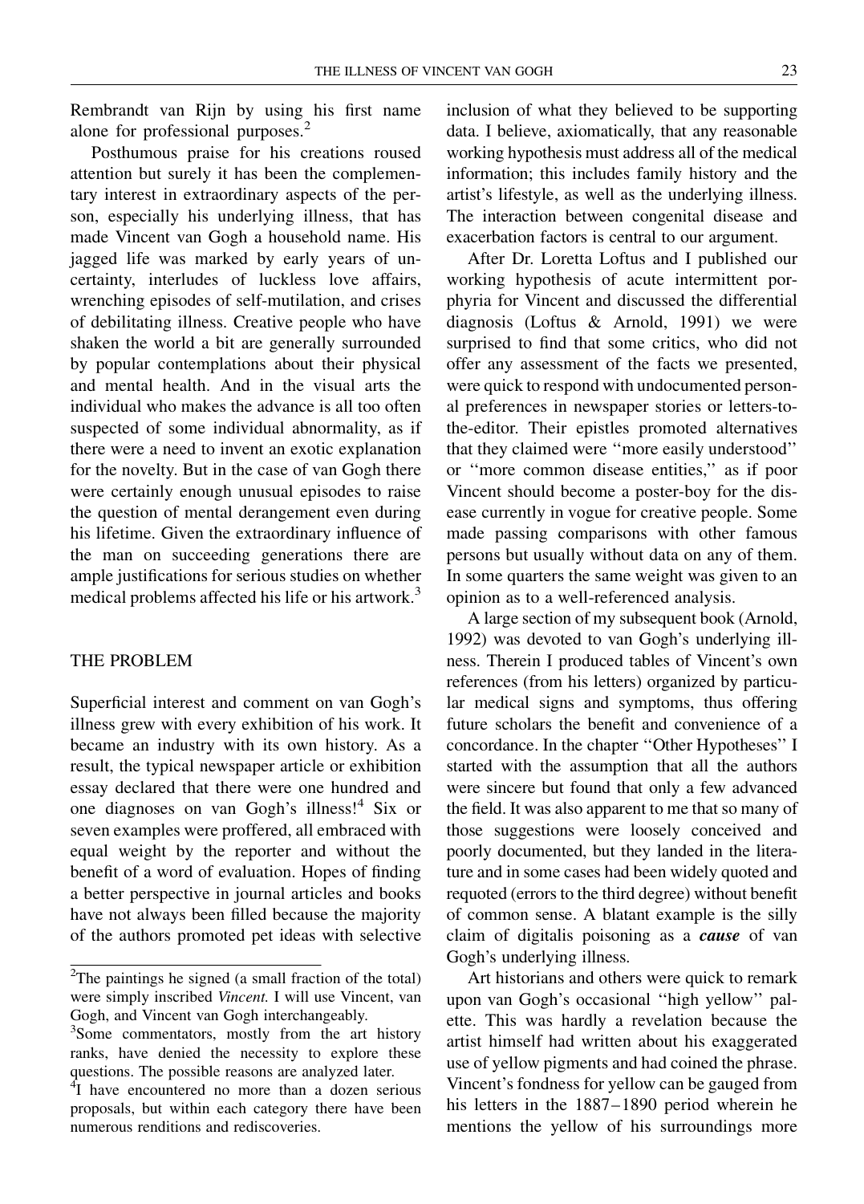Rembrandt van Rijn by using his first name alone for professional purposes.[2]

Posthumous praise for his creations roused attention but surely it has been the complementary interest in extraordinary aspects of the person, especially his underlying illness, that has made Vincent van Gogh a household name. His jagged life was marked by early years of uncertainty, interludes of luckless love affairs, wrenching episodes of self-mutilation, and crises of debilitating illness. Creative people who have shaken the world a bit are generally surrounded by popular contemplations about their physical and mental health. And in the visual arts the individual who makes the advance is all too often suspected of some individual abnormality, as if there were a need to invent an exotic explanation for the novelty. But in the case of van Gogh there were certainly enough unusual episodes to raise the question of mental derangement even during his lifetime. Given the extraordinary influence of the man on succeeding generations there are ample justifications for serious studies on whether medical problems affected his life or his artwork.[3]

## THE PROBLEM

Superficial interest and comment on van Gogh's illness grew with every exhibition of his work. It became an industry with its own history. As a result, the typical newspaper article or exhibition essay declared that there were one hundred and one diagnoses on van Gogh's illness![4] Six or seven examples were proffered, all embraced with equal weight by the reporter and without the benefit of a word of evaluation. Hopes of finding a better perspective in journal articles and books have not always been filled because the majority of the authors promoted pet ideas with selective inclusion of what they believed to be supporting data. I believe, axiomatically, that any reasonable working hypothesis must address all of the medical information; this includes family history and the artist's lifestyle, as well as the underlying illness. The interaction between congenital disease and exacerbation factors is central to our argument.

After Dr. Loretta Loftus and I published our working hypothesis of acute intermittent porphyria for Vincent and discussed the differential diagnosis (Loftus & Arnold, 1991) we were surprised to find that some critics, who did not offer any assessment of the facts we presented, were quick to respond with undocumented personal preferences in newspaper stories or letters-to-the-editor. Their epistles promoted alternatives that they claimed were "more easily understood" or "more common disease entities," as if poor Vincent should become a poster-boy for the disease currently in vogue for creative people. Some made passing comparisons with other famous persons but usually without data on any of them. In some quarters the same weight was given to an opinion as to a well-referenced analysis.

A large section of my subsequent book (Arnold, 1992) was devoted to van Gogh's underlying illness. Therein I produced tables of Vincent's own references (from his letters) organized by particular medical signs and symptoms, thus offering future scholars the benefit and convenience of a concordance. In the chapter "Other Hypotheses" I started with the assumption that all the authors were sincere but found that only a few advanced the field. It was also apparent to me that so many of those suggestions were loosely conceived and poorly documented, but they landed in the literature and in some cases had been widely quoted and requoted (errors to the third degree) without benefit of common sense. A blatant example is the silly claim of digitalis poisoning as a ***cause*** of van Gogh's underlying illness.

Art historians and others were quick to remark upon van Gogh's occasional "high yellow" palette. This was hardly a revelation because the artist himself had written about his exaggerated use of yellow pigments and had coined the phrase. Vincent's fondness for yellow can be gauged from his letters in the 1887–1890 period wherein he mentions the yellow of his surroundings more

[2]The paintings he signed (a small fraction of the total) were simply inscribed *Vincent*. I will use Vincent, van Gogh, and Vincent van Gogh interchangeably.

[3]Some commentators, mostly from the art history ranks, have denied the necessity to explore these questions. The possible reasons are analyzed later.

[4]I have encountered no more than a dozen serious proposals, but within each category there have been numerous renditions and rediscoveries.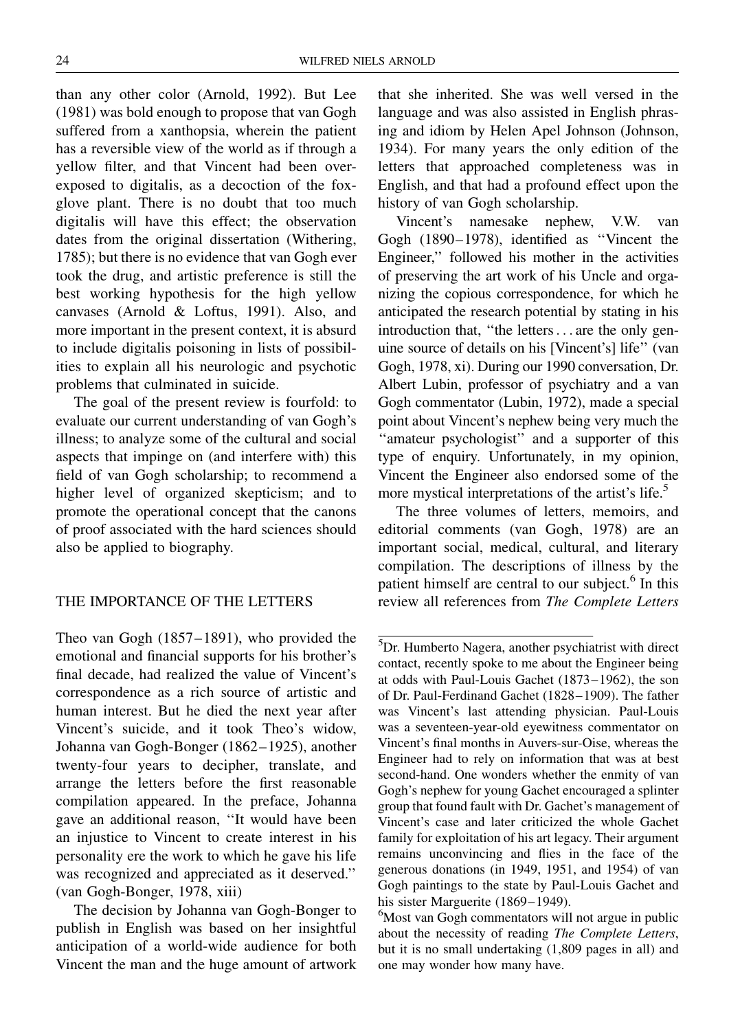than any other color (Arnold, 1992). But Lee (1981) was bold enough to propose that van Gogh suffered from a xanthopsia, wherein the patient has a reversible view of the world as if through a yellow filter, and that Vincent had been overexposed to digitalis, as a decoction of the foxglove plant. There is no doubt that too much digitalis will have this effect; the observation dates from the original dissertation (Withering, 1785); but there is no evidence that van Gogh ever took the drug, and artistic preference is still the best working hypothesis for the high yellow canvases (Arnold & Loftus, 1991). Also, and more important in the present context, it is absurd to include digitalis poisoning in lists of possibilities to explain all his neurologic and psychotic problems that culminated in suicide.

The goal of the present review is fourfold: to evaluate our current understanding of van Gogh's illness; to analyze some of the cultural and social aspects that impinge on (and interfere with) this field of van Gogh scholarship; to recommend a higher level of organized skepticism; and to promote the operational concept that the canons of proof associated with the hard sciences should also be applied to biography.

## THE IMPORTANCE OF THE LETTERS

Theo van Gogh (1857–1891), who provided the emotional and financial supports for his brother's final decade, had realized the value of Vincent's correspondence as a rich source of artistic and human interest. But he died the next year after Vincent's suicide, and it took Theo's widow, Johanna van Gogh-Bonger (1862–1925), another twenty-four years to decipher, translate, and arrange the letters before the first reasonable compilation appeared. In the preface, Johanna gave an additional reason, "It would have been an injustice to Vincent to create interest in his personality ere the work to which he gave his life was recognized and appreciated as it deserved." (van Gogh-Bonger, 1978, xiii)

The decision by Johanna van Gogh-Bonger to publish in English was based on her insightful anticipation of a world-wide audience for both Vincent the man and the huge amount of artwork that she inherited. She was well versed in the language and was also assisted in English phrasing and idiom by Helen Apel Johnson (Johnson, 1934). For many years the only edition of the letters that approached completeness was in English, and that had a profound effect upon the history of van Gogh scholarship.

Vincent's namesake nephew, V.W. van Gogh (1890–1978), identified as "Vincent the Engineer," followed his mother in the activities of preserving the art work of his Uncle and organizing the copious correspondence, for which he anticipated the research potential by stating in his introduction that, "the letters . . . are the only genuine source of details on his [Vincent's] life" (van Gogh, 1978, xi). During our 1990 conversation, Dr. Albert Lubin, professor of psychiatry and a van Gogh commentator (Lubin, 1972), made a special point about Vincent's nephew being very much the "amateur psychologist" and a supporter of this type of enquiry. Unfortunately, in my opinion, Vincent the Engineer also endorsed some of the more mystical interpretations of the artist's life.[5]

The three volumes of letters, memoirs, and editorial comments (van Gogh, 1978) are an important social, medical, cultural, and literary compilation. The descriptions of illness by the patient himself are central to our subject.[6] In this review all references from *The Complete Letters*

[5]Dr. Humberto Nagera, another psychiatrist with direct contact, recently spoke to me about the Engineer being at odds with Paul-Louis Gachet (1873–1962), the son of Dr. Paul-Ferdinand Gachet (1828–1909). The father was Vincent's last attending physician. Paul-Louis was a seventeen-year-old eyewitness commentator on Vincent's final months in Auvers-sur-Oise, whereas the Engineer had to rely on information that was at best second-hand. One wonders whether the enmity of van Gogh's nephew for young Gachet encouraged a splinter group that found fault with Dr. Gachet's management of Vincent's case and later criticized the whole Gachet family for exploitation of his art legacy. Their argument remains unconvincing and flies in the face of the generous donations (in 1949, 1951, and 1954) of van Gogh paintings to the state by Paul-Louis Gachet and his sister Marguerite (1869–1949).

[6]Most van Gogh commentators will not argue in public about the necessity of reading *The Complete Letters*, but it is no small undertaking (1,809 pages in all) and one may wonder how many have.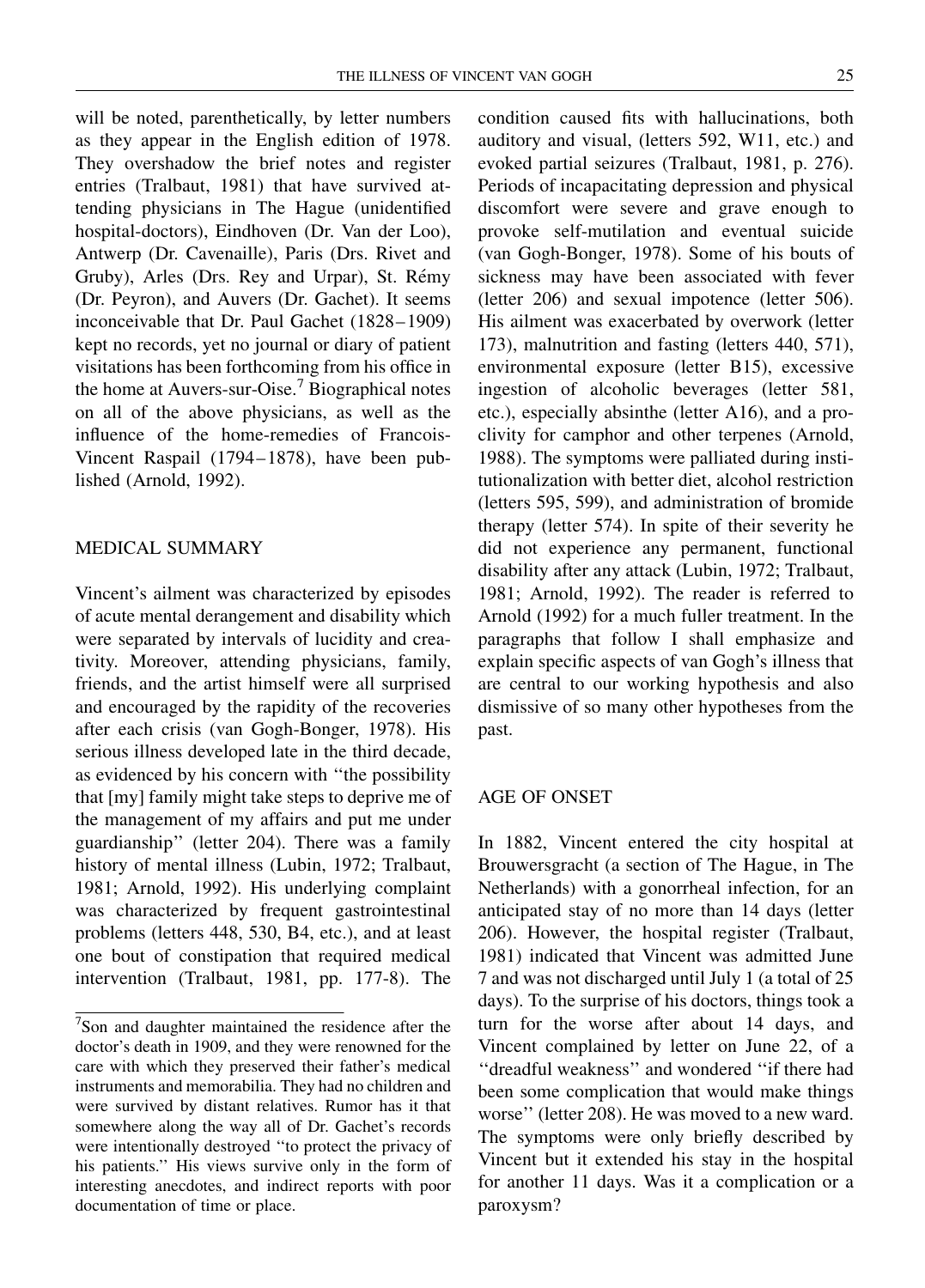will be noted, parenthetically, by letter numbers as they appear in the English edition of 1978. They overshadow the brief notes and register entries (Tralbaut, 1981) that have survived attending physicians in The Hague (unidentified hospital-doctors), Eindhoven (Dr. Van der Loo), Antwerp (Dr. Cavenaille), Paris (Drs. Rivet and Gruby), Arles (Drs. Rey and Urpar), St. Rémy (Dr. Peyron), and Auvers (Dr. Gachet). It seems inconceivable that Dr. Paul Gachet (1828–1909) kept no records, yet no journal or diary of patient visitations has been forthcoming from his office in the home at Auvers-sur-Oise.[7] Biographical notes on all of the above physicians, as well as the influence of the home-remedies of Francois-Vincent Raspail (1794–1878), have been published (Arnold, 1992).

## MEDICAL SUMMARY

Vincent's ailment was characterized by episodes of acute mental derangement and disability which were separated by intervals of lucidity and creativity. Moreover, attending physicians, family, friends, and the artist himself were all surprised and encouraged by the rapidity of the recoveries after each crisis (van Gogh-Bonger, 1978). His serious illness developed late in the third decade, as evidenced by his concern with "the possibility that [my] family might take steps to deprive me of the management of my affairs and put me under guardianship" (letter 204). There was a family history of mental illness (Lubin, 1972; Tralbaut, 1981; Arnold, 1992). His underlying complaint was characterized by frequent gastrointestinal problems (letters 448, 530, B4, etc.), and at least one bout of constipation that required medical intervention (Tralbaut, 1981, pp. 177-8). The condition caused fits with hallucinations, both auditory and visual, (letters 592, W11, etc.) and evoked partial seizures (Tralbaut, 1981, p. 276). Periods of incapacitating depression and physical discomfort were severe and grave enough to provoke self-mutilation and eventual suicide (van Gogh-Bonger, 1978). Some of his bouts of sickness may have been associated with fever (letter 206) and sexual impotence (letter 506). His ailment was exacerbated by overwork (letter 173), malnutrition and fasting (letters 440, 571), environmental exposure (letter B15), excessive ingestion of alcoholic beverages (letter 581, etc.), especially absinthe (letter A16), and a proclivity for camphor and other terpenes (Arnold, 1988). The symptoms were palliated during institutionalization with better diet, alcohol restriction (letters 595, 599), and administration of bromide therapy (letter 574). In spite of their severity he did not experience any permanent, functional disability after any attack (Lubin, 1972; Tralbaut, 1981; Arnold, 1992). The reader is referred to Arnold (1992) for a much fuller treatment. In the paragraphs that follow I shall emphasize and explain specific aspects of van Gogh's illness that are central to our working hypothesis and also dismissive of so many other hypotheses from the past.

## AGE OF ONSET

In 1882, Vincent entered the city hospital at Brouwersgracht (a section of The Hague, in The Netherlands) with a gonorrheal infection, for an anticipated stay of no more than 14 days (letter 206). However, the hospital register (Tralbaut, 1981) indicated that Vincent was admitted June 7 and was not discharged until July 1 (a total of 25 days). To the surprise of his doctors, things took a turn for the worse after about 14 days, and Vincent complained by letter on June 22, of a "dreadful weakness" and wondered "if there had been some complication that would make things worse" (letter 208). He was moved to a new ward. The symptoms were only briefly described by Vincent but it extended his stay in the hospital for another 11 days. Was it a complication or a paroxysm?

---

[7] Son and daughter maintained the residence after the doctor's death in 1909, and they were renowned for the care with which they preserved their father's medical instruments and memorabilia. They had no children and were survived by distant relatives. Rumor has it that somewhere along the way all of Dr. Gachet's records were intentionally destroyed "to protect the privacy of his patients." His views survive only in the form of interesting anecdotes, and indirect reports with poor documentation of time or place.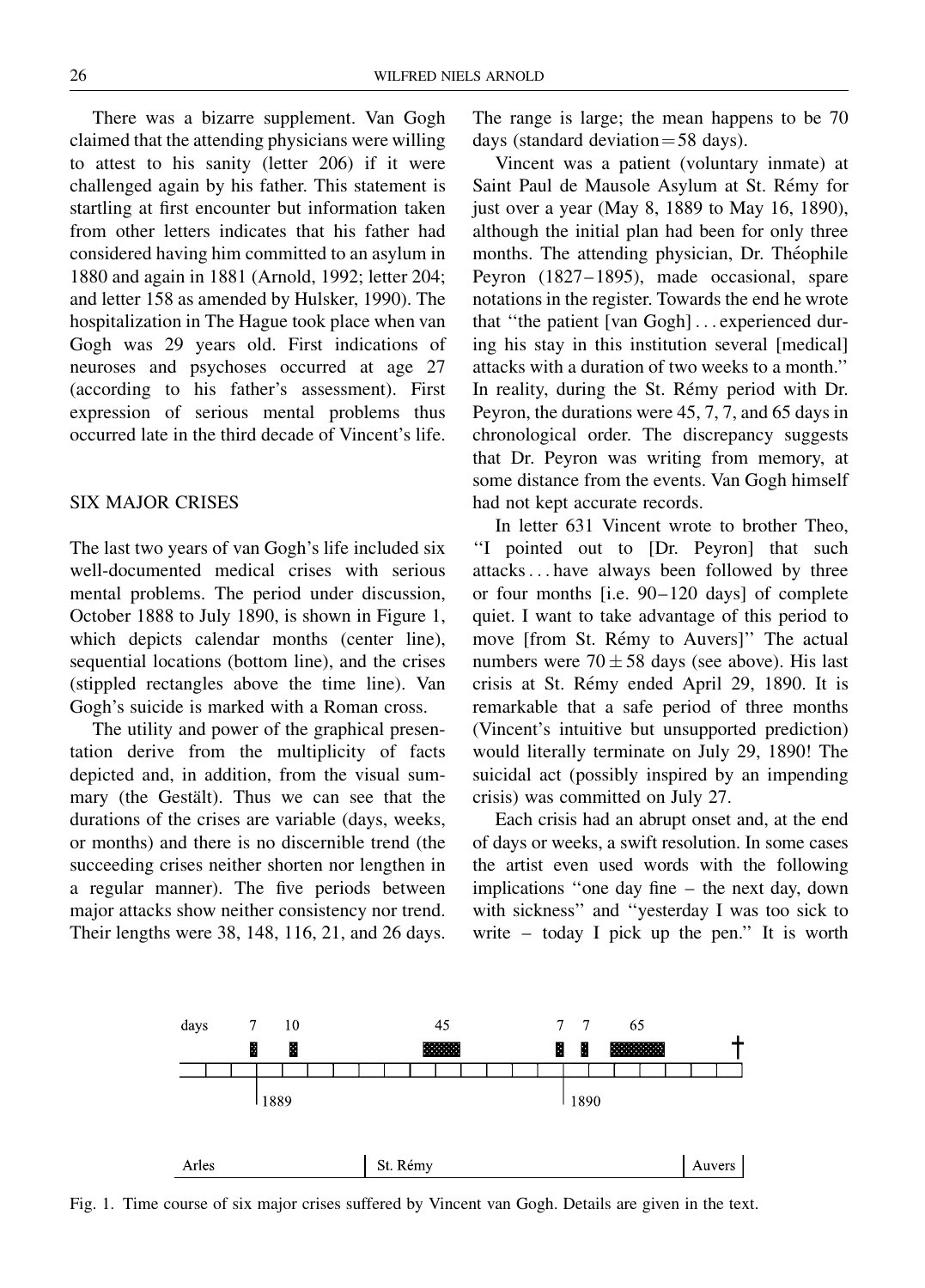There was a bizarre supplement. Van Gogh claimed that the attending physicians were willing to attest to his sanity (letter 206) if it were challenged again by his father. This statement is startling at first encounter but information taken from other letters indicates that his father had considered having him committed to an asylum in 1880 and again in 1881 (Arnold, 1992; letter 204; and letter 158 as amended by Hulsker, 1990). The hospitalization in The Hague took place when van Gogh was 29 years old. First indications of neuroses and psychoses occurred at age 27 (according to his father's assessment). First expression of serious mental problems thus occurred late in the third decade of Vincent's life.

## SIX MAJOR CRISES

The last two years of van Gogh's life included six well-documented medical crises with serious mental problems. The period under discussion, October 1888 to July 1890, is shown in Figure 1, which depicts calendar months (center line), sequential locations (bottom line), and the crises (stippled rectangles above the time line). Van Gogh's suicide is marked with a Roman cross.

The utility and power of the graphical presentation derive from the multiplicity of facts depicted and, in addition, from the visual summary (the Gestält). Thus we can see that the durations of the crises are variable (days, weeks, or months) and there is no discernible trend (the succeeding crises neither shorten nor lengthen in a regular manner). The five periods between major attacks show neither consistency nor trend. Their lengths were 38, 148, 116, 21, and 26 days. The range is large; the mean happens to be 70 days (standard deviation = 58 days).

Vincent was a patient (voluntary inmate) at Saint Paul de Mausole Asylum at St. Rémy for just over a year (May 8, 1889 to May 16, 1890), although the initial plan had been for only three months. The attending physician, Dr. Théophile Peyron (1827–1895), made occasional, spare notations in the register. Towards the end he wrote that "the patient [van Gogh] . . . experienced during his stay in this institution several [medical] attacks with a duration of two weeks to a month." In reality, during the St. Rémy period with Dr. Peyron, the durations were 45, 7, 7, and 65 days in chronological order. The discrepancy suggests that Dr. Peyron was writing from memory, at some distance from the events. Van Gogh himself had not kept accurate records.

In letter 631 Vincent wrote to brother Theo, "I pointed out to [Dr. Peyron] that such attacks . . . have always been followed by three or four months [i.e. 90–120 days] of complete quiet. I want to take advantage of this period to move [from St. Rémy to Auvers]" The actual numbers were $70 \pm 58$ days (see above). His last crisis at St. Rémy ended April 29, 1890. It is remarkable that a safe period of three months (Vincent's intuitive but unsupported prediction) would literally terminate on July 29, 1890! The suicidal act (possibly inspired by an impending crisis) was committed on July 27.

Each crisis had an abrupt onset and, at the end of days or weeks, a swift resolution. In some cases the artist even used words with the following implications "one day fine – the next day, down with sickness" and "yesterday I was too sick to write – today I pick up the pen." It is worth

days 7 10 45 7 7 65 †

1889 1890

Arles | St. Rémy | Auvers

Fig. 1. Time course of six major crises suffered by Vincent van Gogh. Details are given in the text.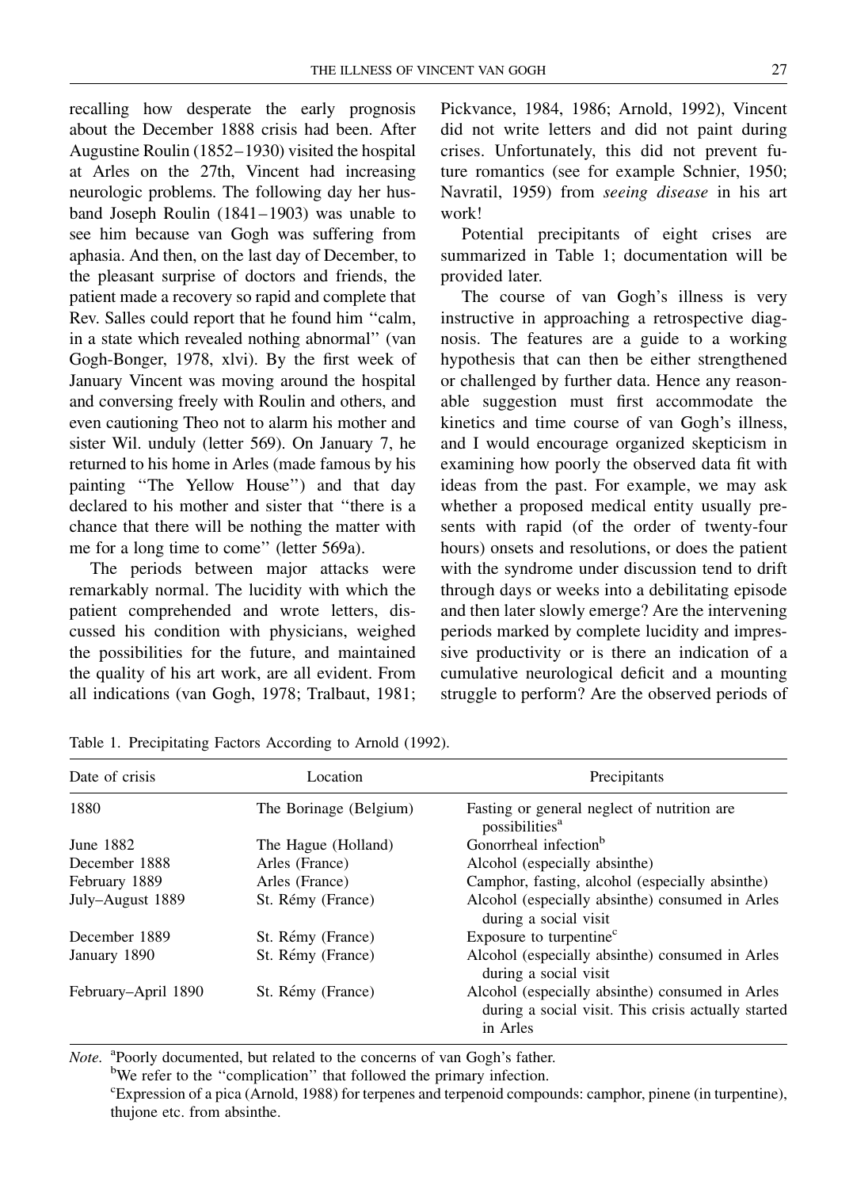recalling how desperate the early prognosis about the December 1888 crisis had been. After Augustine Roulin (1852–1930) visited the hospital at Arles on the 27th, Vincent had increasing neurologic problems. The following day her husband Joseph Roulin (1841–1903) was unable to see him because van Gogh was suffering from aphasia. And then, on the last day of December, to the pleasant surprise of doctors and friends, the patient made a recovery so rapid and complete that Rev. Salles could report that he found him "calm, in a state which revealed nothing abnormal" (van Gogh-Bonger, 1978, xlvi). By the first week of January Vincent was moving around the hospital and conversing freely with Roulin and others, and even cautioning Theo not to alarm his mother and sister Wil. unduly (letter 569). On January 7, he returned to his home in Arles (made famous by his painting "The Yellow House") and that day declared to his mother and sister that "there is a chance that there will be nothing the matter with me for a long time to come" (letter 569a).

The periods between major attacks were remarkably normal. The lucidity with which the patient comprehended and wrote letters, discussed his condition with physicians, weighed the possibilities for the future, and maintained the quality of his art work, are all evident. From all indications (van Gogh, 1978; Tralbaut, 1981; Pickvance, 1984, 1986; Arnold, 1992), Vincent did not write letters and did not paint during crises. Unfortunately, this did not prevent future romantics (see for example Schnier, 1950; Navratil, 1959) from *seeing disease* in his art work!

Potential precipitants of eight crises are summarized in Table 1; documentation will be provided later.

The course of van Gogh's illness is very instructive in approaching a retrospective diagnosis. The features are a guide to a working hypothesis that can then be either strengthened or challenged by further data. Hence any reasonable suggestion must first accommodate the kinetics and time course of van Gogh's illness, and I would encourage organized skepticism in examining how poorly the observed data fit with ideas from the past. For example, we may ask whether a proposed medical entity usually presents with rapid (of the order of twenty-four hours) onsets and resolutions, or does the patient with the syndrome under discussion tend to drift through days or weeks into a debilitating episode and then later slowly emerge? Are the intervening periods marked by complete lucidity and impressive productivity or is there an indication of a cumulative neurological deficit and a mounting struggle to perform? Are the observed periods of

Table 1. Precipitating Factors According to Arnold (1992).

| Date of crisis | Location | Precipitants |
|---|---|---|
| 1880 | The Borinage (Belgium) | Fasting or general neglect of nutrition are possibilities[a] |
| June 1882 | The Hague (Holland) | Gonorrheal infection[b] |
| December 1888 | Arles (France) | Alcohol (especially absinthe) |
| February 1889 | Arles (France) | Camphor, fasting, alcohol (especially absinthe) |
| July–August 1889 | St. Rémy (France) | Alcohol (especially absinthe) consumed in Arles during a social visit |
| December 1889 | St. Rémy (France) | Exposure to turpentine[c] |
| January 1890 | St. Rémy (France) | Alcohol (especially absinthe) consumed in Arles during a social visit |
| February–April 1890 | St. Rémy (France) | Alcohol (especially absinthe) consumed in Arles during a social visit. This crisis actually started in Arles |

*Note.* [a]Poorly documented, but related to the concerns of van Gogh's father.
[b]We refer to the "complication" that followed the primary infection.
[c]Expression of a pica (Arnold, 1988) for terpenes and terpenoid compounds: camphor, pinene (in turpentine), thujone etc. from absinthe.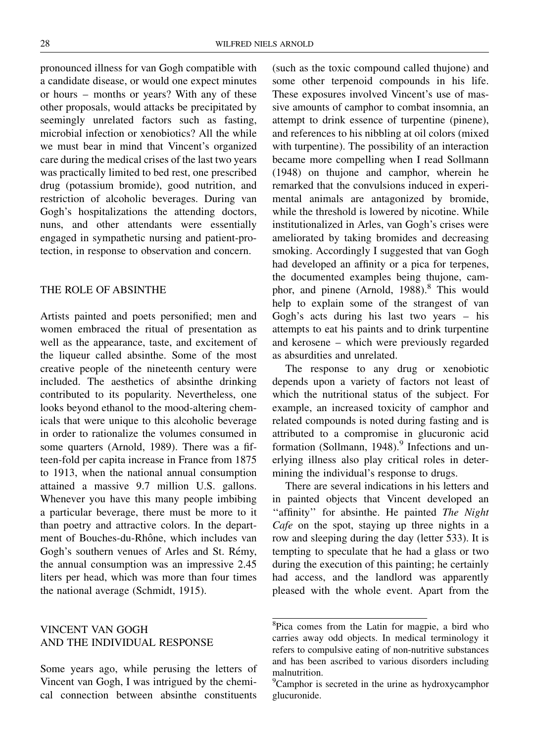pronounced illness for van Gogh compatible with a candidate disease, or would one expect minutes or hours – months or years? With any of these other proposals, would attacks be precipitated by seemingly unrelated factors such as fasting, microbial infection or xenobiotics? All the while we must bear in mind that Vincent's organized care during the medical crises of the last two years was practically limited to bed rest, one prescribed drug (potassium bromide), good nutrition, and restriction of alcoholic beverages. During van Gogh's hospitalizations the attending doctors, nuns, and other attendants were essentially engaged in sympathetic nursing and patient-protection, in response to observation and concern.

## THE ROLE OF ABSINTHE

Artists painted and poets personified; men and women embraced the ritual of presentation as well as the appearance, taste, and excitement of the liqueur called absinthe. Some of the most creative people of the nineteenth century were included. The aesthetics of absinthe drinking contributed to its popularity. Nevertheless, one looks beyond ethanol to the mood-altering chemicals that were unique to this alcoholic beverage in order to rationalize the volumes consumed in some quarters (Arnold, 1989). There was a fifteen-fold per capita increase in France from 1875 to 1913, when the national annual consumption attained a massive 9.7 million U.S. gallons. Whenever you have this many people imbibing a particular beverage, there must be more to it than poetry and attractive colors. In the department of Bouches-du-Rhône, which includes van Gogh's southern venues of Arles and St. Rémy, the annual consumption was an impressive 2.45 liters per head, which was more than four times the national average (Schmidt, 1915).

## VINCENT VAN GOGH AND THE INDIVIDUAL RESPONSE

Some years ago, while perusing the letters of Vincent van Gogh, I was intrigued by the chemical connection between absinthe constituents (such as the toxic compound called thujone) and some other terpenoid compounds in his life. These exposures involved Vincent's use of massive amounts of camphor to combat insomnia, an attempt to drink essence of turpentine (pinene), and references to his nibbling at oil colors (mixed with turpentine). The possibility of an interaction became more compelling when I read Sollmann (1948) on thujone and camphor, wherein he remarked that the convulsions induced in experimental animals are antagonized by bromide, while the threshold is lowered by nicotine. While institutionalized in Arles, van Gogh's crises were ameliorated by taking bromides and decreasing smoking. Accordingly I suggested that van Gogh had developed an affinity or a pica for terpenes, the documented examples being thujone, camphor, and pinene (Arnold, 1988).[8] This would help to explain some of the strangest of van Gogh's acts during his last two years – his attempts to eat his paints and to drink turpentine and kerosene – which were previously regarded as absurdities and unrelated.

The response to any drug or xenobiotic depends upon a variety of factors not least of which the nutritional status of the subject. For example, an increased toxicity of camphor and related compounds is noted during fasting and is attributed to a compromise in glucuronic acid formation (Sollmann, 1948).[9] Infections and underlying illness also play critical roles in determining the individual's response to drugs.

There are several indications in his letters and in painted objects that Vincent developed an "affinity" for absinthe. He painted *The Night Cafe* on the spot, staying up three nights in a row and sleeping during the day (letter 533). It is tempting to speculate that he had a glass or two during the execution of this painting; he certainly had access, and the landlord was apparently pleased with the whole event. Apart from the

---

[8] Pica comes from the Latin for magpie, a bird who carries away odd objects. In medical terminology it refers to compulsive eating of non-nutritive substances and has been ascribed to various disorders including malnutrition.

[9] Camphor is secreted in the urine as hydroxycamphor glucuronide.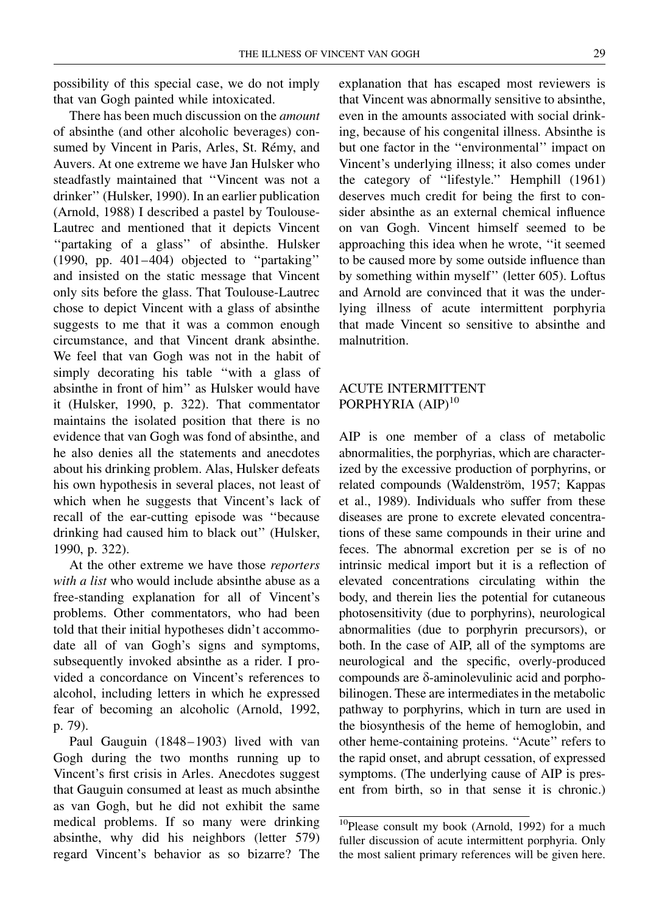possibility of this special case, we do not imply that van Gogh painted while intoxicated.

There has been much discussion on the *amount* of absinthe (and other alcoholic beverages) consumed by Vincent in Paris, Arles, St. Rémy, and Auvers. At one extreme we have Jan Hulsker who steadfastly maintained that ''Vincent was not a drinker'' (Hulsker, 1990). In an earlier publication (Arnold, 1988) I described a pastel by Toulouse-Lautrec and mentioned that it depicts Vincent ''partaking of a glass'' of absinthe. Hulsker (1990, pp. 401–404) objected to ''partaking'' and insisted on the static message that Vincent only sits before the glass. That Toulouse-Lautrec chose to depict Vincent with a glass of absinthe suggests to me that it was a common enough circumstance, and that Vincent drank absinthe. We feel that van Gogh was not in the habit of simply decorating his table ''with a glass of absinthe in front of him'' as Hulsker would have it (Hulsker, 1990, p. 322). That commentator maintains the isolated position that there is no evidence that van Gogh was fond of absinthe, and he also denies all the statements and anecdotes about his drinking problem. Alas, Hulsker defeats his own hypothesis in several places, not least of which when he suggests that Vincent's lack of recall of the ear-cutting episode was ''because drinking had caused him to black out'' (Hulsker, 1990, p. 322).

At the other extreme we have those *reporters with a list* who would include absinthe abuse as a free-standing explanation for all of Vincent's problems. Other commentators, who had been told that their initial hypotheses didn't accommodate all of van Gogh's signs and symptoms, subsequently invoked absinthe as a rider. I provided a concordance on Vincent's references to alcohol, including letters in which he expressed fear of becoming an alcoholic (Arnold, 1992, p. 79).

Paul Gauguin (1848–1903) lived with van Gogh during the two months running up to Vincent's first crisis in Arles. Anecdotes suggest that Gauguin consumed at least as much absinthe as van Gogh, but he did not exhibit the same medical problems. If so many were drinking absinthe, why did his neighbors (letter 579) regard Vincent's behavior as so bizarre? The explanation that has escaped most reviewers is that Vincent was abnormally sensitive to absinthe, even in the amounts associated with social drinking, because of his congenital illness. Absinthe is but one factor in the ''environmental'' impact on Vincent's underlying illness; it also comes under the category of ''lifestyle.'' Hemphill (1961) deserves much credit for being the first to consider absinthe as an external chemical influence on van Gogh. Vincent himself seemed to be approaching this idea when he wrote, ''it seemed to be caused more by some outside influence than by something within myself'' (letter 605). Loftus and Arnold are convinced that it was the underlying illness of acute intermittent porphyria that made Vincent so sensitive to absinthe and malnutrition.

## ACUTE INTERMITTENT PORPHYRIA (AIP)[10]

AIP is one member of a class of metabolic abnormalities, the porphyrias, which are characterized by the excessive production of porphyrins, or related compounds (Waldenström, 1957; Kappas et al., 1989). Individuals who suffer from these diseases are prone to excrete elevated concentrations of these same compounds in their urine and feces. The abnormal excretion per se is of no intrinsic medical import but it is a reflection of elevated concentrations circulating within the body, and therein lies the potential for cutaneous photosensitivity (due to porphyrins), neurological abnormalities (due to porphyrin precursors), or both. In the case of AIP, all of the symptoms are neurological and the specific, overly-produced compounds are $\delta$-aminolevulinic acid and porphobilinogen. These are intermediates in the metabolic pathway to porphyrins, which in turn are used in the biosynthesis of the heme of hemoglobin, and other heme-containing proteins. ''Acute'' refers to the rapid onset, and abrupt cessation, of expressed symptoms. (The underlying cause of AIP is present from birth, so in that sense it is chronic.)

[10] Please consult my book (Arnold, 1992) for a much fuller discussion of acute intermittent porphyria. Only the most salient primary references will be given here.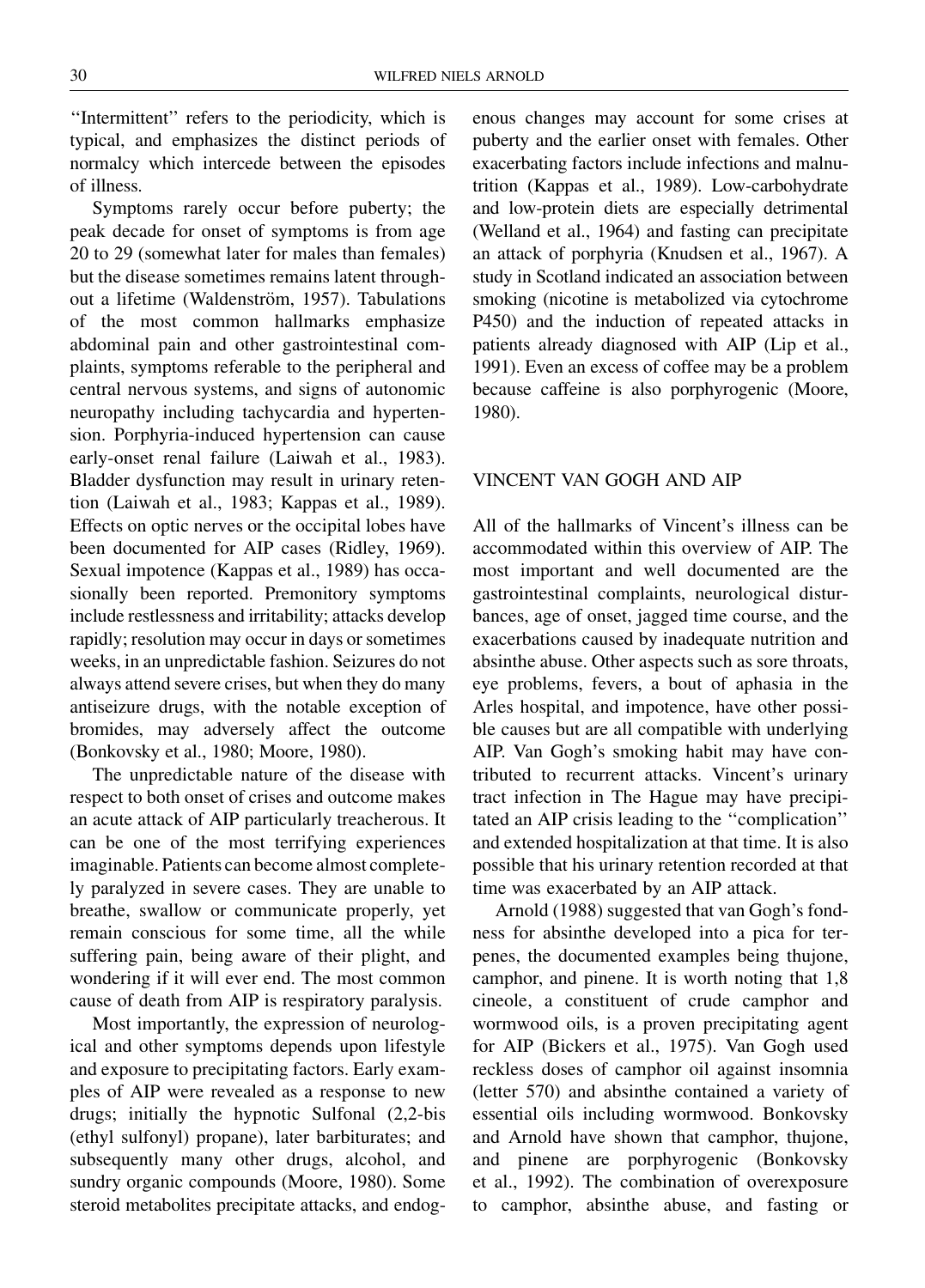"Intermittent" refers to the periodicity, which is typical, and emphasizes the distinct periods of normalcy which intercede between the episodes of illness.

Symptoms rarely occur before puberty; the peak decade for onset of symptoms is from age 20 to 29 (somewhat later for males than females) but the disease sometimes remains latent throughout a lifetime (Waldenström, 1957). Tabulations of the most common hallmarks emphasize abdominal pain and other gastrointestinal complaints, symptoms referable to the peripheral and central nervous systems, and signs of autonomic neuropathy including tachycardia and hypertension. Porphyria-induced hypertension can cause early-onset renal failure (Laiwah et al., 1983). Bladder dysfunction may result in urinary retention (Laiwah et al., 1983; Kappas et al., 1989). Effects on optic nerves or the occipital lobes have been documented for AIP cases (Ridley, 1969). Sexual impotence (Kappas et al., 1989) has occasionally been reported. Premonitory symptoms include restlessness and irritability; attacks develop rapidly; resolution may occur in days or sometimes weeks, in an unpredictable fashion. Seizures do not always attend severe crises, but when they do many antiseizure drugs, with the notable exception of bromides, may adversely affect the outcome (Bonkovsky et al., 1980; Moore, 1980).

The unpredictable nature of the disease with respect to both onset of crises and outcome makes an acute attack of AIP particularly treacherous. It can be one of the most terrifying experiences imaginable. Patients can become almost completely paralyzed in severe cases. They are unable to breathe, swallow or communicate properly, yet remain conscious for some time, all the while suffering pain, being aware of their plight, and wondering if it will ever end. The most common cause of death from AIP is respiratory paralysis.

Most importantly, the expression of neurological and other symptoms depends upon lifestyle and exposure to precipitating factors. Early examples of AIP were revealed as a response to new drugs; initially the hypnotic Sulfonal (2,2-bis (ethyl sulfonyl) propane), later barbiturates; and subsequently many other drugs, alcohol, and sundry organic compounds (Moore, 1980). Some steroid metabolites precipitate attacks, and endogenous changes may account for some crises at puberty and the earlier onset with females. Other exacerbating factors include infections and malnutrition (Kappas et al., 1989). Low-carbohydrate and low-protein diets are especially detrimental (Welland et al., 1964) and fasting can precipitate an attack of porphyria (Knudsen et al., 1967). A study in Scotland indicated an association between smoking (nicotine is metabolized via cytochrome P450) and the induction of repeated attacks in patients already diagnosed with AIP (Lip et al., 1991). Even an excess of coffee may be a problem because caffeine is also porphyrogenic (Moore, 1980).

## VINCENT VAN GOGH AND AIP

All of the hallmarks of Vincent's illness can be accommodated within this overview of AIP. The most important and well documented are the gastrointestinal complaints, neurological disturbances, age of onset, jagged time course, and the exacerbations caused by inadequate nutrition and absinthe abuse. Other aspects such as sore throats, eye problems, fevers, a bout of aphasia in the Arles hospital, and impotence, have other possible causes but are all compatible with underlying AIP. Van Gogh's smoking habit may have contributed to recurrent attacks. Vincent's urinary tract infection in The Hague may have precipitated an AIP crisis leading to the "complication" and extended hospitalization at that time. It is also possible that his urinary retention recorded at that time was exacerbated by an AIP attack.

Arnold (1988) suggested that van Gogh's fondness for absinthe developed into a pica for terpenes, the documented examples being thujone, camphor, and pinene. It is worth noting that 1,8 cineole, a constituent of crude camphor and wormwood oils, is a proven precipitating agent for AIP (Bickers et al., 1975). Van Gogh used reckless doses of camphor oil against insomnia (letter 570) and absinthe contained a variety of essential oils including wormwood. Bonkovsky and Arnold have shown that camphor, thujone, and pinene are porphyrogenic (Bonkovsky et al., 1992). The combination of overexposure to camphor, absinthe abuse, and fasting or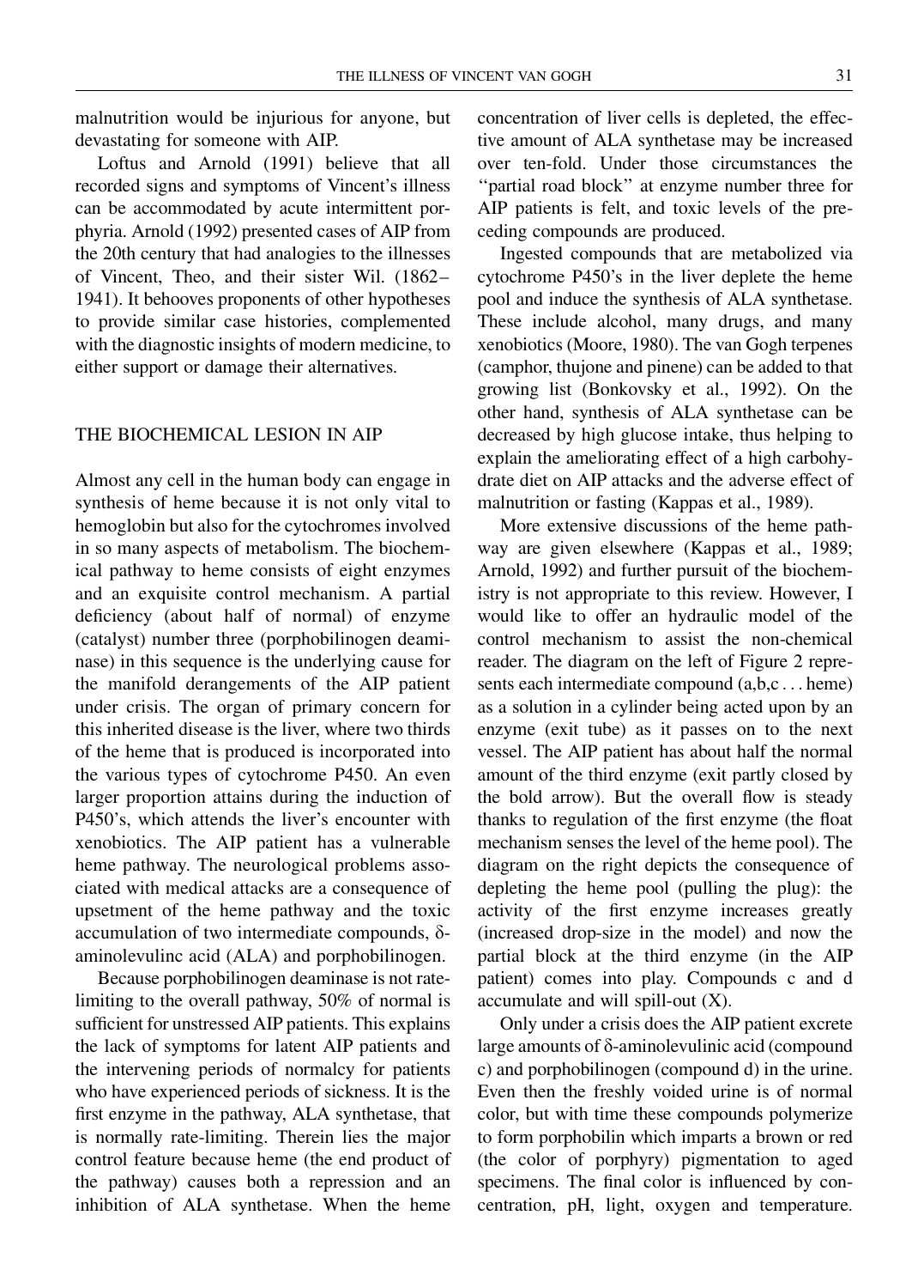malnutrition would be injurious for anyone, but devastating for someone with AIP.

Loftus and Arnold (1991) believe that all recorded signs and symptoms of Vincent's illness can be accommodated by acute intermittent porphyria. Arnold (1992) presented cases of AIP from the 20th century that had analogies to the illnesses of Vincent, Theo, and their sister Wil. (1862–1941). It behooves proponents of other hypotheses to provide similar case histories, complemented with the diagnostic insights of modern medicine, to either support or damage their alternatives.

## THE BIOCHEMICAL LESION IN AIP

Almost any cell in the human body can engage in synthesis of heme because it is not only vital to hemoglobin but also for the cytochromes involved in so many aspects of metabolism. The biochemical pathway to heme consists of eight enzymes and an exquisite control mechanism. A partial deficiency (about half of normal) of enzyme (catalyst) number three (porphobilinogen deaminase) in this sequence is the underlying cause for the manifold derangements of the AIP patient under crisis. The organ of primary concern for this inherited disease is the liver, where two thirds of the heme that is produced is incorporated into the various types of cytochrome P450. An even larger proportion attains during the induction of P450's, which attends the liver's encounter with xenobiotics. The AIP patient has a vulnerable heme pathway. The neurological problems associated with medical attacks are a consequence of upsetment of the heme pathway and the toxic accumulation of two intermediate compounds, δ-aminolevulinc acid (ALA) and porphobilinogen.

Because porphobilinogen deaminase is not rate-limiting to the overall pathway, 50% of normal is sufficient for unstressed AIP patients. This explains the lack of symptoms for latent AIP patients and the intervening periods of normalcy for patients who have experienced periods of sickness. It is the first enzyme in the pathway, ALA synthetase, that is normally rate-limiting. Therein lies the major control feature because heme (the end product of the pathway) causes both a repression and an inhibition of ALA synthetase. When the heme concentration of liver cells is depleted, the effective amount of ALA synthetase may be increased over ten-fold. Under those circumstances the "partial road block" at enzyme number three for AIP patients is felt, and toxic levels of the preceding compounds are produced.

Ingested compounds that are metabolized via cytochrome P450's in the liver deplete the heme pool and induce the synthesis of ALA synthetase. These include alcohol, many drugs, and many xenobiotics (Moore, 1980). The van Gogh terpenes (camphor, thujone and pinene) can be added to that growing list (Bonkovsky et al., 1992). On the other hand, synthesis of ALA synthetase can be decreased by high glucose intake, thus helping to explain the ameliorating effect of a high carbohydrate diet on AIP attacks and the adverse effect of malnutrition or fasting (Kappas et al., 1989).

More extensive discussions of the heme pathway are given elsewhere (Kappas et al., 1989; Arnold, 1992) and further pursuit of the biochemistry is not appropriate to this review. However, I would like to offer an hydraulic model of the control mechanism to assist the non-chemical reader. The diagram on the left of Figure 2 represents each intermediate compound (a,b,c . . . heme) as a solution in a cylinder being acted upon by an enzyme (exit tube) as it passes on to the next vessel. The AIP patient has about half the normal amount of the third enzyme (exit partly closed by the bold arrow). But the overall flow is steady thanks to regulation of the first enzyme (the float mechanism senses the level of the heme pool). The diagram on the right depicts the consequence of depleting the heme pool (pulling the plug): the activity of the first enzyme increases greatly (increased drop-size in the model) and now the partial block at the third enzyme (in the AIP patient) comes into play. Compounds c and d accumulate and will spill-out (X).

Only under a crisis does the AIP patient excrete large amounts of δ-aminolevulinic acid (compound c) and porphobilinogen (compound d) in the urine. Even then the freshly voided urine is of normal color, but with time these compounds polymerize to form porphobilin which imparts a brown or red (the color of porphyry) pigmentation to aged specimens. The final color is influenced by concentration, pH, light, oxygen and temperature.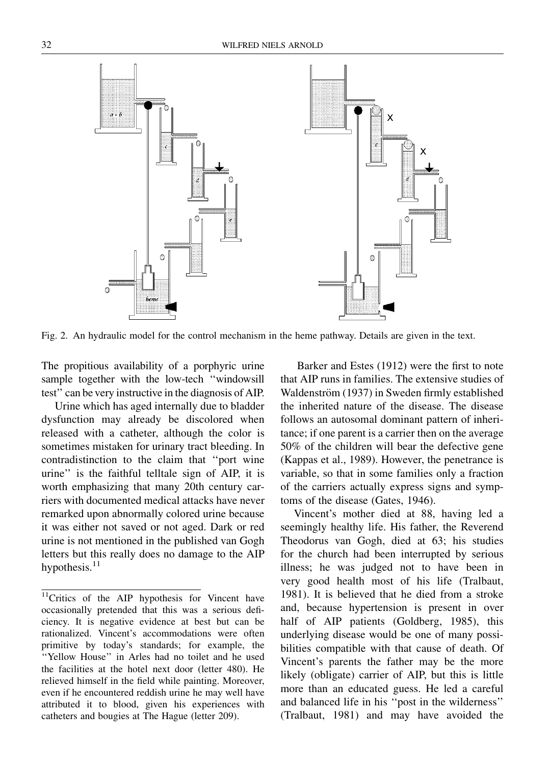Fig. 2. An hydraulic model for the control mechanism in the heme pathway. Details are given in the text.

The propitious availability of a porphyric urine sample together with the low-tech ''windowsill test'' can be very instructive in the diagnosis of AIP.

Urine which has aged internally due to bladder dysfunction may already be discolored when released with a catheter, although the color is sometimes mistaken for urinary tract bleeding. In contradistinction to the claim that ''port wine urine'' is the faithful telltale sign of AIP, it is worth emphasizing that many 20th century carriers with documented medical attacks have never remarked upon abnormally colored urine because it was either not saved or not aged. Dark or red urine is not mentioned in the published van Gogh letters but this really does no damage to the AIP hypothesis.[11]

Barker and Estes (1912) were the first to note that AIP runs in families. The extensive studies of Waldenström (1937) in Sweden firmly established the inherited nature of the disease. The disease follows an autosomal dominant pattern of inheritance; if one parent is a carrier then on the average 50% of the children will bear the defective gene (Kappas et al., 1989). However, the penetrance is variable, so that in some families only a fraction of the carriers actually express signs and symptoms of the disease (Gates, 1946).

Vincent's mother died at 88, having led a seemingly healthy life. His father, the Reverend Theodorus van Gogh, died at 63; his studies for the church had been interrupted by serious illness; he was judged not to have been in very good health most of his life (Tralbaut, 1981). It is believed that he died from a stroke and, because hypertension is present in over half of AIP patients (Goldberg, 1985), this underlying disease would be one of many possibilities compatible with that cause of death. Of Vincent's parents the father may be the more likely (obligate) carrier of AIP, but this is little more than an educated guess. He led a careful and balanced life in his ''post in the wilderness'' (Tralbaut, 1981) and may have avoided the

[11] Critics of the AIP hypothesis for Vincent have occasionally pretended that this was a serious deficiency. It is negative evidence at best but can be rationalized. Vincent's accommodations were often primitive by today's standards; for example, the ''Yellow House'' in Arles had no toilet and he used the facilities at the hotel next door (letter 480). He relieved himself in the field while painting. Moreover, even if he encountered reddish urine he may well have attributed it to blood, given his experiences with catheters and bougies at The Hague (letter 209).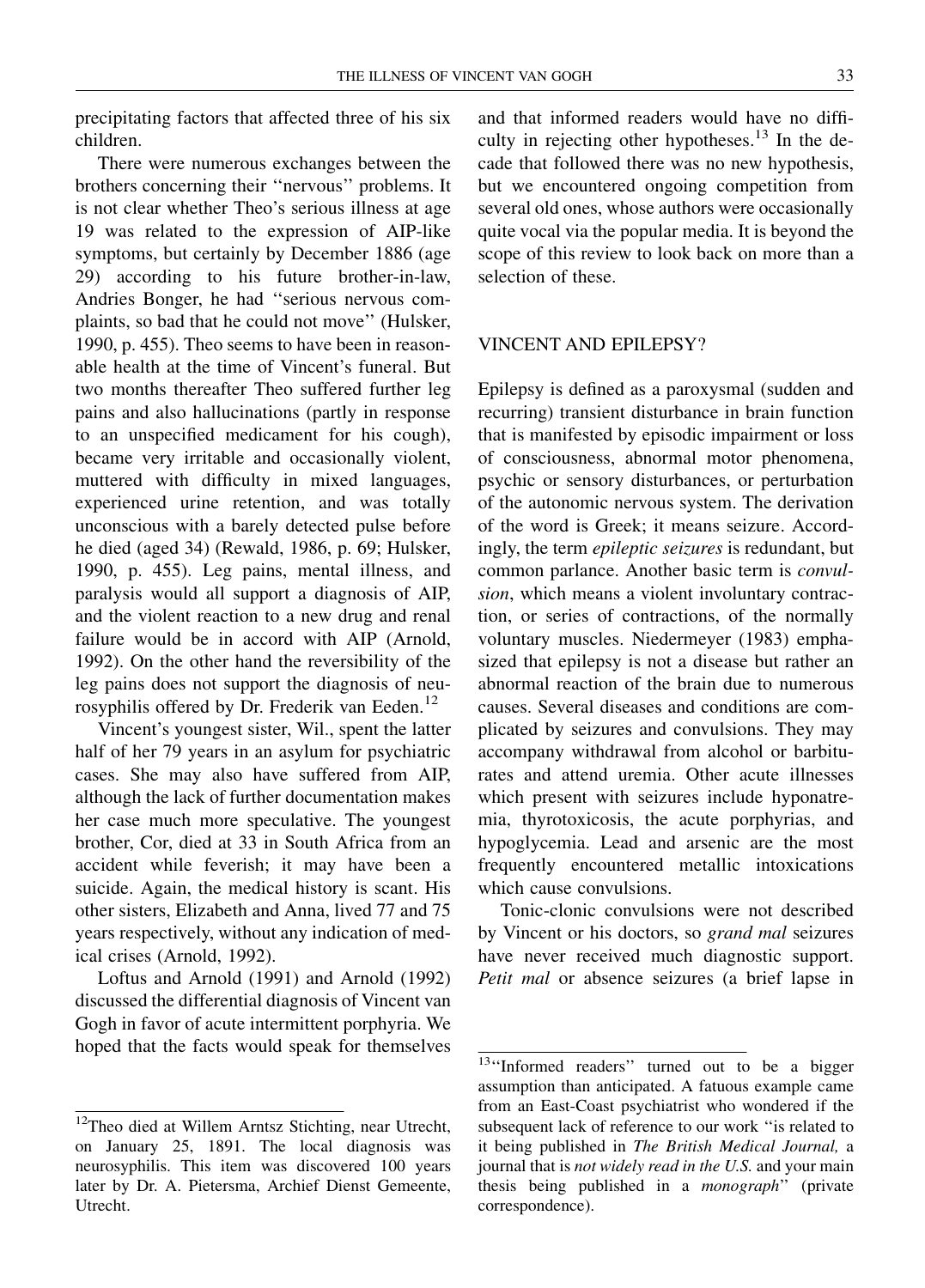precipitating factors that affected three of his six children.

There were numerous exchanges between the brothers concerning their ''nervous'' problems. It is not clear whether Theo's serious illness at age 19 was related to the expression of AIP-like symptoms, but certainly by December 1886 (age 29) according to his future brother-in-law, Andries Bonger, he had ''serious nervous complaints, so bad that he could not move'' (Hulsker, 1990, p. 455). Theo seems to have been in reasonable health at the time of Vincent's funeral. But two months thereafter Theo suffered further leg pains and also hallucinations (partly in response to an unspecified medicament for his cough), became very irritable and occasionally violent, muttered with difficulty in mixed languages, experienced urine retention, and was totally unconscious with a barely detected pulse before he died (aged 34) (Rewald, 1986, p. 69; Hulsker, 1990, p. 455). Leg pains, mental illness, and paralysis would all support a diagnosis of AIP, and the violent reaction to a new drug and renal failure would be in accord with AIP (Arnold, 1992). On the other hand the reversibility of the leg pains does not support the diagnosis of neurosyphilis offered by Dr. Frederik van Eeden.[12]

Vincent's youngest sister, Wil., spent the latter half of her 79 years in an asylum for psychiatric cases. She may also have suffered from AIP, although the lack of further documentation makes her case much more speculative. The youngest brother, Cor, died at 33 in South Africa from an accident while feverish; it may have been a suicide. Again, the medical history is scant. His other sisters, Elizabeth and Anna, lived 77 and 75 years respectively, without any indication of medical crises (Arnold, 1992).

Loftus and Arnold (1991) and Arnold (1992) discussed the differential diagnosis of Vincent van Gogh in favor of acute intermittent porphyria. We hoped that the facts would speak for themselves and that informed readers would have no difficulty in rejecting other hypotheses.[13] In the decade that followed there was no new hypothesis, but we encountered ongoing competition from several old ones, whose authors were occasionally quite vocal via the popular media. It is beyond the scope of this review to look back on more than a selection of these.

## VINCENT AND EPILEPSY?

Epilepsy is defined as a paroxysmal (sudden and recurring) transient disturbance in brain function that is manifested by episodic impairment or loss of consciousness, abnormal motor phenomena, psychic or sensory disturbances, or perturbation of the autonomic nervous system. The derivation of the word is Greek; it means seizure. Accordingly, the term *epileptic seizures* is redundant, but common parlance. Another basic term is *convulsion*, which means a violent involuntary contraction, or series of contractions, of the normally voluntary muscles. Niedermeyer (1983) emphasized that epilepsy is not a disease but rather an abnormal reaction of the brain due to numerous causes. Several diseases and conditions are complicated by seizures and convulsions. They may accompany withdrawal from alcohol or barbiturates and attend uremia. Other acute illnesses which present with seizures include hyponatremia, thyrotoxicosis, the acute porphyrias, and hypoglycemia. Lead and arsenic are the most frequently encountered metallic intoxications which cause convulsions.

Tonic-clonic convulsions were not described by Vincent or his doctors, so *grand mal* seizures have never received much diagnostic support. *Petit mal* or absence seizures (a brief lapse in

[12] Theo died at Willem Arntsz Stichting, near Utrecht, on January 25, 1891. The local diagnosis was neurosyphilis. This item was discovered 100 years later by Dr. A. Pietersma, Archief Dienst Gemeente, Utrecht.

[13] ''Informed readers'' turned out to be a bigger assumption than anticipated. A fatuous example came from an East-Coast psychiatrist who wondered if the subsequent lack of reference to our work ''is related to it being published in *The British Medical Journal,* a journal that is *not widely read in the U.S.* and your main thesis being published in a *monograph*'' (private correspondence).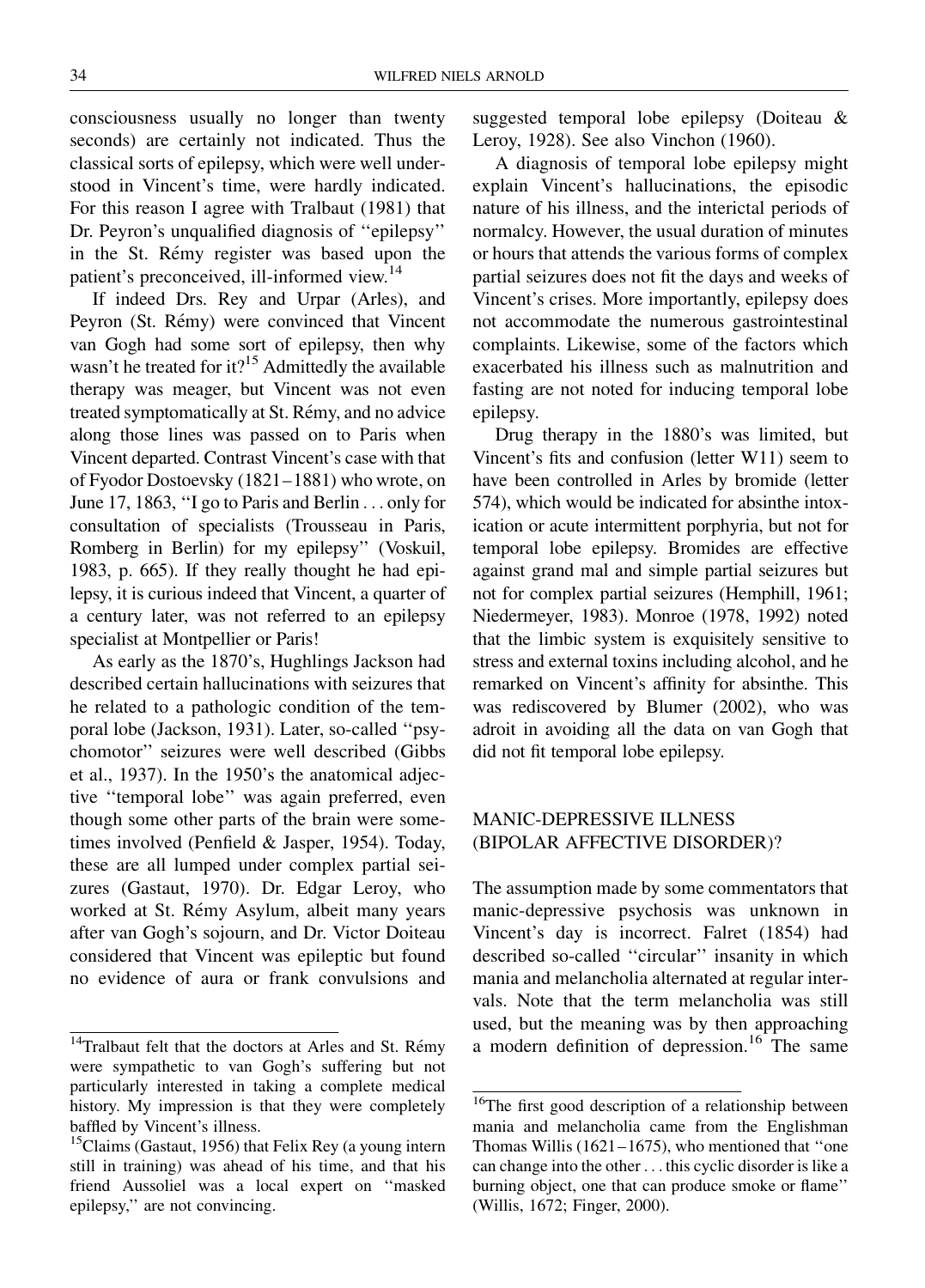consciousness usually no longer than twenty seconds) are certainly not indicated. Thus the classical sorts of epilepsy, which were well understood in Vincent's time, were hardly indicated. For this reason I agree with Tralbaut (1981) that Dr. Peyron's unqualified diagnosis of ''epilepsy'' in the St. Rémy register was based upon the patient's preconceived, ill-informed view.[14]

If indeed Drs. Rey and Urpar (Arles), and Peyron (St. Rémy) were convinced that Vincent van Gogh had some sort of epilepsy, then why wasn't he treated for it?[15] Admittedly the available therapy was meager, but Vincent was not even treated symptomatically at St. Rémy, and no advice along those lines was passed on to Paris when Vincent departed. Contrast Vincent's case with that of Fyodor Dostoevsky (1821–1881) who wrote, on June 17, 1863, ''I go to Paris and Berlin ... only for consultation of specialists (Trousseau in Paris, Romberg in Berlin) for my epilepsy'' (Voskuil, 1983, p. 665). If they really thought he had epilepsy, it is curious indeed that Vincent, a quarter of a century later, was not referred to an epilepsy specialist at Montpellier or Paris!

As early as the 1870's, Hughlings Jackson had described certain hallucinations with seizures that he related to a pathologic condition of the temporal lobe (Jackson, 1931). Later, so-called ''psychomotor'' seizures were well described (Gibbs et al., 1937). In the 1950's the anatomical adjective ''temporal lobe'' was again preferred, even though some other parts of the brain were sometimes involved (Penfield & Jasper, 1954). Today, these are all lumped under complex partial seizures (Gastaut, 1970). Dr. Edgar Leroy, who worked at St. Rémy Asylum, albeit many years after van Gogh's sojourn, and Dr. Victor Doiteau considered that Vincent was epileptic but found no evidence of aura or frank convulsions and suggested temporal lobe epilepsy (Doiteau & Leroy, 1928). See also Vinchon (1960).

A diagnosis of temporal lobe epilepsy might explain Vincent's hallucinations, the episodic nature of his illness, and the interictal periods of normalcy. However, the usual duration of minutes or hours that attends the various forms of complex partial seizures does not fit the days and weeks of Vincent's crises. More importantly, epilepsy does not accommodate the numerous gastrointestinal complaints. Likewise, some of the factors which exacerbated his illness such as malnutrition and fasting are not noted for inducing temporal lobe epilepsy.

Drug therapy in the 1880's was limited, but Vincent's fits and confusion (letter W11) seem to have been controlled in Arles by bromide (letter 574), which would be indicated for absinthe intoxication or acute intermittent porphyria, but not for temporal lobe epilepsy. Bromides are effective against grand mal and simple partial seizures but not for complex partial seizures (Hemphill, 1961; Niedermeyer, 1983). Monroe (1978, 1992) noted that the limbic system is exquisitely sensitive to stress and external toxins including alcohol, and he remarked on Vincent's affinity for absinthe. This was rediscovered by Blumer (2002), who was adroit in avoiding all the data on van Gogh that did not fit temporal lobe epilepsy.

## MANIC-DEPRESSIVE ILLNESS (BIPOLAR AFFECTIVE DISORDER)?

The assumption made by some commentators that manic-depressive psychosis was unknown in Vincent's day is incorrect. Falret (1854) had described so-called ''circular'' insanity in which mania and melancholia alternated at regular intervals. Note that the term melancholia was still used, but the meaning was by then approaching a modern definition of depression.[16] The same

[14]Tralbaut felt that the doctors at Arles and St. Rémy were sympathetic to van Gogh's suffering but not particularly interested in taking a complete medical history. My impression is that they were completely baffled by Vincent's illness.

[15]Claims (Gastaut, 1956) that Felix Rey (a young intern still in training) was ahead of his time, and that his friend Aussoliel was a local expert on ''masked epilepsy,'' are not convincing.

[16]The first good description of a relationship between mania and melancholia came from the Englishman Thomas Willis (1621–1675), who mentioned that ''one can change into the other ... this cyclic disorder is like a burning object, one that can produce smoke or flame'' (Willis, 1672; Finger, 2000).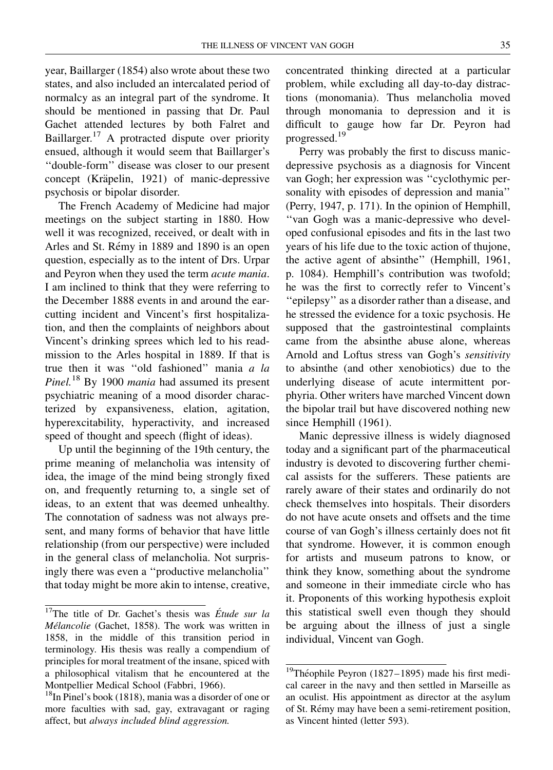year, Baillarger (1854) also wrote about these two states, and also included an intercalated period of normalcy as an integral part of the syndrome. It should be mentioned in passing that Dr. Paul Gachet attended lectures by both Falret and Baillarger.[17] A protracted dispute over priority ensued, although it would seem that Baillarger's "double-form" disease was closer to our present concept (Kräpelin, 1921) of manic-depressive psychosis or bipolar disorder.

The French Academy of Medicine had major meetings on the subject starting in 1880. How well it was recognized, received, or dealt with in Arles and St. Rémy in 1889 and 1890 is an open question, especially as to the intent of Drs. Urpar and Peyron when they used the term *acute mania*. I am inclined to think that they were referring to the December 1888 events in and around the ear-cutting incident and Vincent's first hospitalization, and then the complaints of neighbors about Vincent's drinking sprees which led to his readmission to the Arles hospital in 1889. If that is true then it was "old fashioned" mania *a la Pinel.*[18] By 1900 *mania* had assumed its present psychiatric meaning of a mood disorder characterized by expansiveness, elation, agitation, hyperexcitability, hyperactivity, and increased speed of thought and speech (flight of ideas).

Up until the beginning of the 19th century, the prime meaning of melancholia was intensity of idea, the image of the mind being strongly fixed on, and frequently returning to, a single set of ideas, to an extent that was deemed unhealthy. The connotation of sadness was not always present, and many forms of behavior that have little relationship (from our perspective) were included in the general class of melancholia. Not surprisingly there was even a "productive melancholia" that today might be more akin to intense, creative, concentrated thinking directed at a particular problem, while excluding all day-to-day distractions (monomania). Thus melancholia moved through monomania to depression and it is difficult to gauge how far Dr. Peyron had progressed.[19]

Perry was probably the first to discuss manic-depressive psychosis as a diagnosis for Vincent van Gogh; her expression was "cyclothymic personality with episodes of depression and mania" (Perry, 1947, p. 171). In the opinion of Hemphill, "van Gogh was a manic-depressive who developed confusional episodes and fits in the last two years of his life due to the toxic action of thujone, the active agent of absinthe" (Hemphill, 1961, p. 1084). Hemphill's contribution was twofold; he was the first to correctly refer to Vincent's "epilepsy" as a disorder rather than a disease, and he stressed the evidence for a toxic psychosis. He supposed that the gastrointestinal complaints came from the absinthe abuse alone, whereas Arnold and Loftus stress van Gogh's *sensitivity* to absinthe (and other xenobiotics) due to the underlying disease of acute intermittent porphyria. Other writers have marched Vincent down the bipolar trail but have discovered nothing new since Hemphill (1961).

Manic depressive illness is widely diagnosed today and a significant part of the pharmaceutical industry is devoted to discovering further chemical assists for the sufferers. These patients are rarely aware of their states and ordinarily do not check themselves into hospitals. Their disorders do not have acute onsets and offsets and the time course of van Gogh's illness certainly does not fit that syndrome. However, it is common enough for artists and museum patrons to know, or think they know, something about the syndrome and someone in their immediate circle who has it. Proponents of this working hypothesis exploit this statistical swell even though they should be arguing about the illness of just a single individual, Vincent van Gogh.

---

[17] The title of Dr. Gachet's thesis was *Étude sur la Mélancolie* (Gachet, 1858). The work was written in 1858, in the middle of this transition period in terminology. His thesis was really a compendium of principles for moral treatment of the insane, spiced with a philosophical vitalism that he encountered at the Montpellier Medical School (Fabbri, 1966).

[18] In Pinel's book (1818), mania was a disorder of one or more faculties with sad, gay, extravagant or raging affect, but *always included blind aggression.*

[19] Théophile Peyron (1827–1895) made his first medical career in the navy and then settled in Marseille as an oculist. His appointment as director at the asylum of St. Rémy may have been a semi-retirement position, as Vincent hinted (letter 593).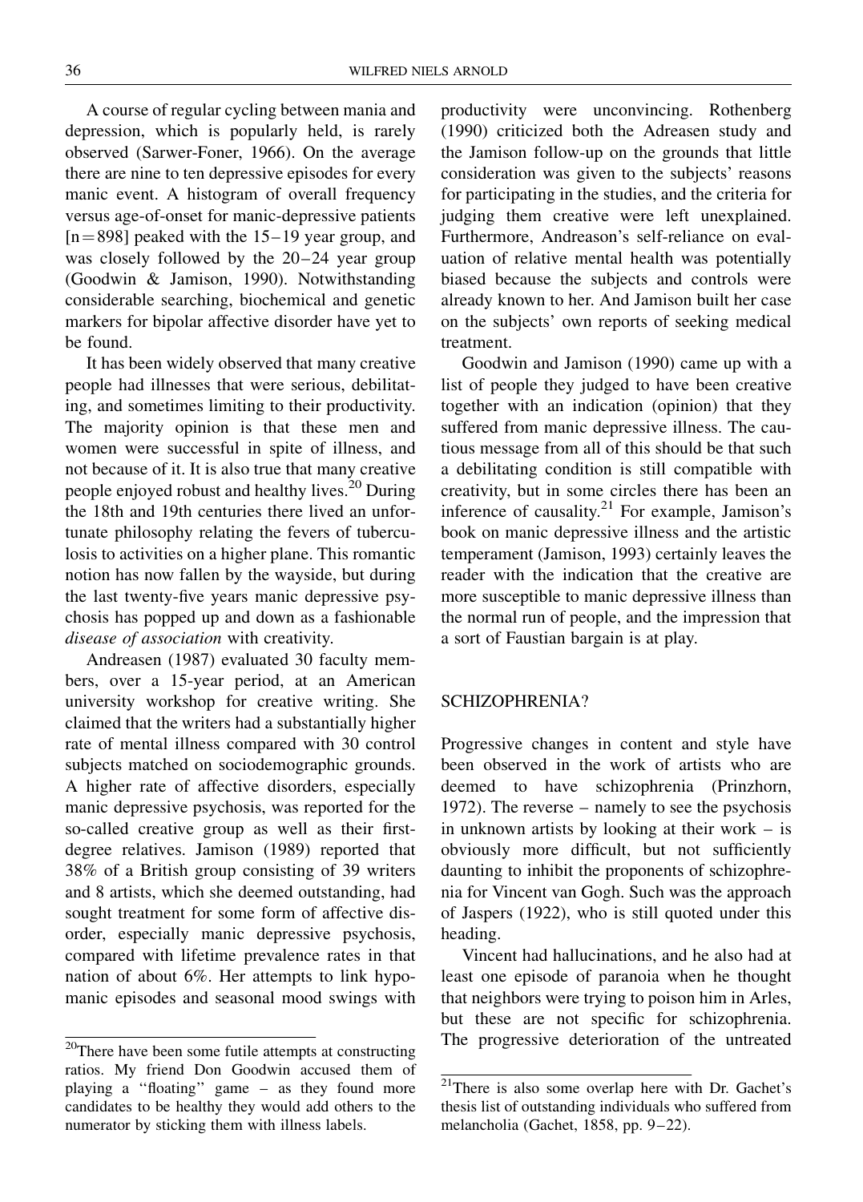A course of regular cycling between mania and depression, which is popularly held, is rarely observed (Sarwer-Foner, 1966). On the average there are nine to ten depressive episodes for every manic event. A histogram of overall frequency versus age-of-onset for manic-depressive patients [n = 898] peaked with the 15–19 year group, and was closely followed by the 20–24 year group (Goodwin & Jamison, 1990). Notwithstanding considerable searching, biochemical and genetic markers for bipolar affective disorder have yet to be found.

It has been widely observed that many creative people had illnesses that were serious, debilitating, and sometimes limiting to their productivity. The majority opinion is that these men and women were successful in spite of illness, and not because of it. It is also true that many creative people enjoyed robust and healthy lives.[20] During the 18th and 19th centuries there lived an unfortunate philosophy relating the fevers of tuberculosis to activities on a higher plane. This romantic notion has now fallen by the wayside, but during the last twenty-five years manic depressive psychosis has popped up and down as a fashionable *disease of association* with creativity.

Andreasen (1987) evaluated 30 faculty members, over a 15-year period, at an American university workshop for creative writing. She claimed that the writers had a substantially higher rate of mental illness compared with 30 control subjects matched on sociodemographic grounds. A higher rate of affective disorders, especially manic depressive psychosis, was reported for the so-called creative group as well as their first-degree relatives. Jamison (1989) reported that 38% of a British group consisting of 39 writers and 8 artists, which she deemed outstanding, had sought treatment for some form of affective disorder, especially manic depressive psychosis, compared with lifetime prevalence rates in that nation of about 6%. Her attempts to link hypomanic episodes and seasonal mood swings with productivity were unconvincing. Rothenberg (1990) criticized both the Adreasen study and the Jamison follow-up on the grounds that little consideration was given to the subjects' reasons for participating in the studies, and the criteria for judging them creative were left unexplained. Furthermore, Andreason's self-reliance on evaluation of relative mental health was potentially biased because the subjects and controls were already known to her. And Jamison built her case on the subjects' own reports of seeking medical treatment.

Goodwin and Jamison (1990) came up with a list of people they judged to have been creative together with an indication (opinion) that they suffered from manic depressive illness. The cautious message from all of this should be that such a debilitating condition is still compatible with creativity, but in some circles there has been an inference of causality.[21] For example, Jamison's book on manic depressive illness and the artistic temperament (Jamison, 1993) certainly leaves the reader with the indication that the creative are more susceptible to manic depressive illness than the normal run of people, and the impression that a sort of Faustian bargain is at play.

## SCHIZOPHRENIA?

Progressive changes in content and style have been observed in the work of artists who are deemed to have schizophrenia (Prinzhorn, 1972). The reverse – namely to see the psychosis in unknown artists by looking at their work – is obviously more difficult, but not sufficiently daunting to inhibit the proponents of schizophrenia for Vincent van Gogh. Such was the approach of Jaspers (1922), who is still quoted under this heading.

Vincent had hallucinations, and he also had at least one episode of paranoia when he thought that neighbors were trying to poison him in Arles, but these are not specific for schizophrenia. The progressive deterioration of the untreated

[20] There have been some futile attempts at constructing ratios. My friend Don Goodwin accused them of playing a "floating" game – as they found more candidates to be healthy they would add others to the numerator by sticking them with illness labels.

[21] There is also some overlap here with Dr. Gachet's thesis list of outstanding individuals who suffered from melancholia (Gachet, 1858, pp. 9–22).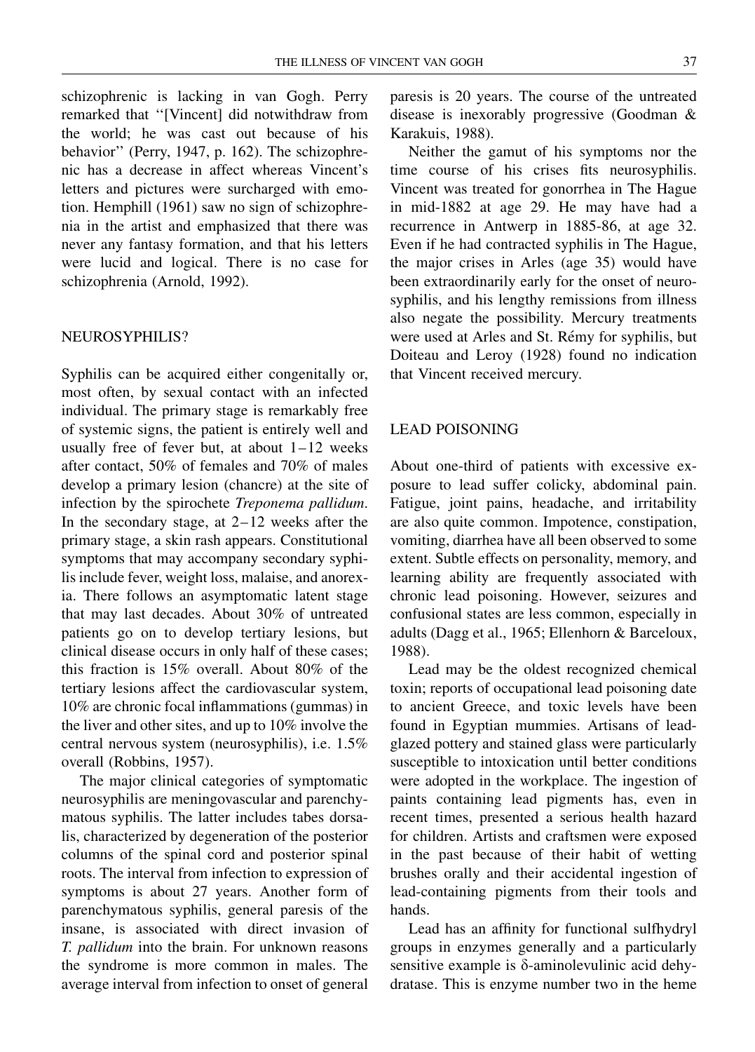schizophrenic is lacking in van Gogh. Perry remarked that ''[Vincent] did notwithdraw from the world; he was cast out because of his behavior'' (Perry, 1947, p. 162). The schizophrenic has a decrease in affect whereas Vincent's letters and pictures were surcharged with emotion. Hemphill (1961) saw no sign of schizophrenia in the artist and emphasized that there was never any fantasy formation, and that his letters were lucid and logical. There is no case for schizophrenia (Arnold, 1992).

## NEUROSYPHILIS?

Syphilis can be acquired either congenitally or, most often, by sexual contact with an infected individual. The primary stage is remarkably free of systemic signs, the patient is entirely well and usually free of fever but, at about 1–12 weeks after contact, 50% of females and 70% of males develop a primary lesion (chancre) at the site of infection by the spirochete *Treponema pallidum*. In the secondary stage, at 2–12 weeks after the primary stage, a skin rash appears. Constitutional symptoms that may accompany secondary syphilis include fever, weight loss, malaise, and anorexia. There follows an asymptomatic latent stage that may last decades. About 30% of untreated patients go on to develop tertiary lesions, but clinical disease occurs in only half of these cases; this fraction is 15% overall. About 80% of the tertiary lesions affect the cardiovascular system, 10% are chronic focal inflammations (gummas) in the liver and other sites, and up to 10% involve the central nervous system (neurosyphilis), i.e. 1.5% overall (Robbins, 1957).

The major clinical categories of symptomatic neurosyphilis are meningovascular and parenchymatous syphilis. The latter includes tabes dorsalis, characterized by degeneration of the posterior columns of the spinal cord and posterior spinal roots. The interval from infection to expression of symptoms is about 27 years. Another form of parenchymatous syphilis, general paresis of the insane, is associated with direct invasion of *T. pallidum* into the brain. For unknown reasons the syndrome is more common in males. The average interval from infection to onset of general paresis is 20 years. The course of the untreated disease is inexorably progressive (Goodman & Karakuis, 1988).

Neither the gamut of his symptoms nor the time course of his crises fits neurosyphilis. Vincent was treated for gonorrhea in The Hague in mid-1882 at age 29. He may have had a recurrence in Antwerp in 1885-86, at age 32. Even if he had contracted syphilis in The Hague, the major crises in Arles (age 35) would have been extraordinarily early for the onset of neurosyphilis, and his lengthy remissions from illness also negate the possibility. Mercury treatments were used at Arles and St. Rémy for syphilis, but Doiteau and Leroy (1928) found no indication that Vincent received mercury.

## LEAD POISONING

About one-third of patients with excessive exposure to lead suffer colicky, abdominal pain. Fatigue, joint pains, headache, and irritability are also quite common. Impotence, constipation, vomiting, diarrhea have all been observed to some extent. Subtle effects on personality, memory, and learning ability are frequently associated with chronic lead poisoning. However, seizures and confusional states are less common, especially in adults (Dagg et al., 1965; Ellenhorn & Barceloux, 1988).

Lead may be the oldest recognized chemical toxin; reports of occupational lead poisoning date to ancient Greece, and toxic levels have been found in Egyptian mummies. Artisans of lead-glazed pottery and stained glass were particularly susceptible to intoxication until better conditions were adopted in the workplace. The ingestion of paints containing lead pigments has, even in recent times, presented a serious health hazard for children. Artists and craftsmen were exposed in the past because of their habit of wetting brushes orally and their accidental ingestion of lead-containing pigments from their tools and hands.

Lead has an affinity for functional sulfhydryl groups in enzymes generally and a particularly sensitive example is δ-aminolevulinic acid dehydratase. This is enzyme number two in the heme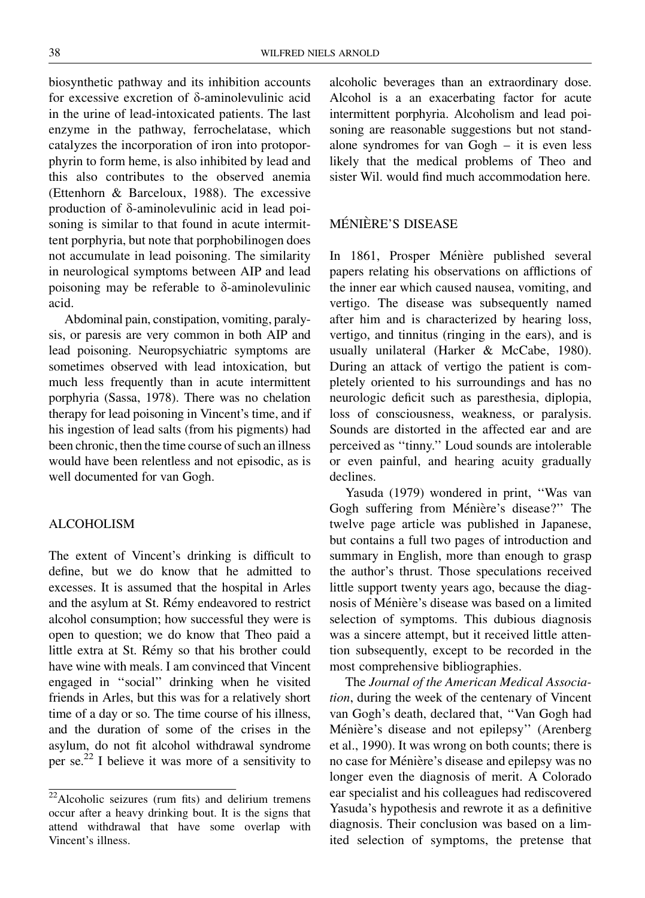biosynthetic pathway and its inhibition accounts for excessive excretion of δ-aminolevulinic acid in the urine of lead-intoxicated patients. The last enzyme in the pathway, ferrochelatase, which catalyzes the incorporation of iron into protoporphyrin to form heme, is also inhibited by lead and this also contributes to the observed anemia (Ettenhorn & Barceloux, 1988). The excessive production of δ-aminolevulinic acid in lead poisoning is similar to that found in acute intermittent porphyria, but note that porphobilinogen does not accumulate in lead poisoning. The similarity in neurological symptoms between AIP and lead poisoning may be referable to δ-aminolevulinic acid.

Abdominal pain, constipation, vomiting, paralysis, or paresis are very common in both AIP and lead poisoning. Neuropsychiatric symptoms are sometimes observed with lead intoxication, but much less frequently than in acute intermittent porphyria (Sassa, 1978). There was no chelation therapy for lead poisoning in Vincent's time, and if his ingestion of lead salts (from his pigments) had been chronic, then the time course of such an illness would have been relentless and not episodic, as is well documented for van Gogh.

## ALCOHOLISM

The extent of Vincent's drinking is difficult to define, but we do know that he admitted to excesses. It is assumed that the hospital in Arles and the asylum at St. Rémy endeavored to restrict alcohol consumption; how successful they were is open to question; we do know that Theo paid a little extra at St. Rémy so that his brother could have wine with meals. I am convinced that Vincent engaged in ''social'' drinking when he visited friends in Arles, but this was for a relatively short time of a day or so. The time course of his illness, and the duration of some of the crises in the asylum, do not fit alcohol withdrawal syndrome per se.[22] I believe it was more of a sensitivity to alcoholic beverages than an extraordinary dose. Alcohol is a an exacerbating factor for acute intermittent porphyria. Alcoholism and lead poisoning are reasonable suggestions but not stand-alone syndromes for van Gogh – it is even less likely that the medical problems of Theo and sister Wil. would find much accommodation here.

## MÉNIÈRE'S DISEASE

In 1861, Prosper Ménière published several papers relating his observations on afflictions of the inner ear which caused nausea, vomiting, and vertigo. The disease was subsequently named after him and is characterized by hearing loss, vertigo, and tinnitus (ringing in the ears), and is usually unilateral (Harker & McCabe, 1980). During an attack of vertigo the patient is completely oriented to his surroundings and has no neurologic deficit such as paresthesia, diplopia, loss of consciousness, weakness, or paralysis. Sounds are distorted in the affected ear and are perceived as ''tinny.'' Loud sounds are intolerable or even painful, and hearing acuity gradually declines.

Yasuda (1979) wondered in print, ''Was van Gogh suffering from Ménière's disease?'' The twelve page article was published in Japanese, but contains a full two pages of introduction and summary in English, more than enough to grasp the author's thrust. Those speculations received little support twenty years ago, because the diagnosis of Ménière's disease was based on a limited selection of symptoms. This dubious diagnosis was a sincere attempt, but it received little attention subsequently, except to be recorded in the most comprehensive bibliographies.

The *Journal of the American Medical Association*, during the week of the centenary of Vincent van Gogh's death, declared that, ''Van Gogh had Ménière's disease and not epilepsy'' (Arenberg et al., 1990). It was wrong on both counts; there is no case for Ménière's disease and epilepsy was no longer even the diagnosis of merit. A Colorado ear specialist and his colleagues had rediscovered Yasuda's hypothesis and rewrote it as a definitive diagnosis. Their conclusion was based on a limited selection of symptoms, the pretense that

[22] Alcoholic seizures (rum fits) and delirium tremens occur after a heavy drinking bout. It is the signs that attend withdrawal that have some overlap with Vincent's illness.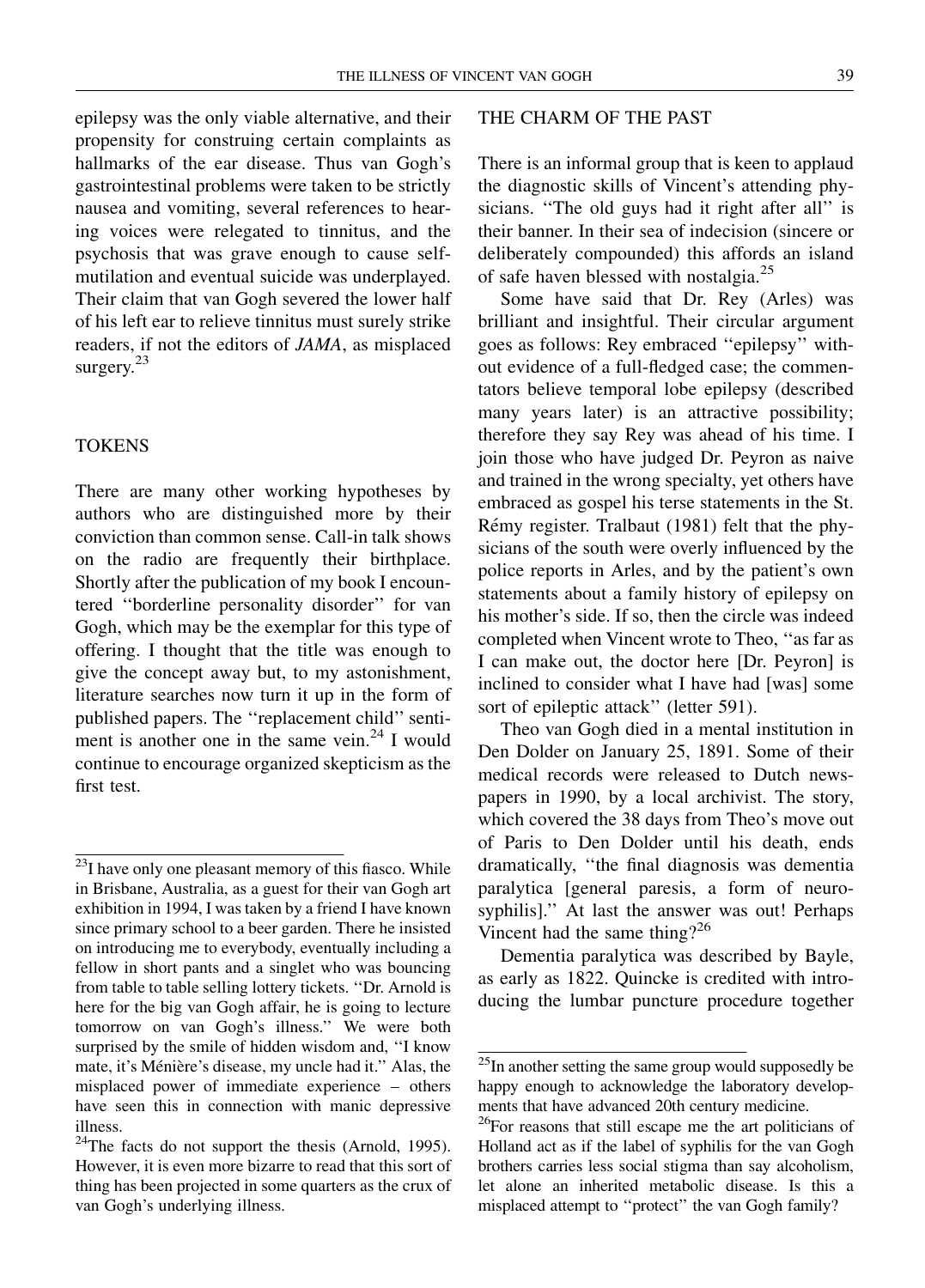epilepsy was the only viable alternative, and their propensity for construing certain complaints as hallmarks of the ear disease. Thus van Gogh's gastrointestinal problems were taken to be strictly nausea and vomiting, several references to hearing voices were relegated to tinnitus, and the psychosis that was grave enough to cause self-mutilation and eventual suicide was underplayed. Their claim that van Gogh severed the lower half of his left ear to relieve tinnitus must surely strike readers, if not the editors of *JAMA*, as misplaced surgery.[23]

## TOKENS

There are many other working hypotheses by authors who are distinguished more by their conviction than common sense. Call-in talk shows on the radio are frequently their birthplace. Shortly after the publication of my book I encountered ''borderline personality disorder'' for van Gogh, which may be the exemplar for this type of offering. I thought that the title was enough to give the concept away but, to my astonishment, literature searches now turn it up in the form of published papers. The ''replacement child'' sentiment is another one in the same vein.[24] I would continue to encourage organized skepticism as the first test.

## THE CHARM OF THE PAST

There is an informal group that is keen to applaud the diagnostic skills of Vincent's attending physicians. ''The old guys had it right after all'' is their banner. In their sea of indecision (sincere or deliberately compounded) this affords an island of safe haven blessed with nostalgia.[25]

Some have said that Dr. Rey (Arles) was brilliant and insightful. Their circular argument goes as follows: Rey embraced ''epilepsy'' without evidence of a full-fledged case; the commentators believe temporal lobe epilepsy (described many years later) is an attractive possibility; therefore they say Rey was ahead of his time. I join those who have judged Dr. Peyron as naive and trained in the wrong specialty, yet others have embraced as gospel his terse statements in the St. Rémy register. Tralbaut (1981) felt that the physicians of the south were overly influenced by the police reports in Arles, and by the patient's own statements about a family history of epilepsy on his mother's side. If so, then the circle was indeed completed when Vincent wrote to Theo, ''as far as I can make out, the doctor here [Dr. Peyron] is inclined to consider what I have had [was] some sort of epileptic attack'' (letter 591).

Theo van Gogh died in a mental institution in Den Dolder on January 25, 1891. Some of their medical records were released to Dutch newspapers in 1990, by a local archivist. The story, which covered the 38 days from Theo's move out of Paris to Den Dolder until his death, ends dramatically, ''the final diagnosis was dementia paralytica [general paresis, a form of neurosyphilis].'' At last the answer was out! Perhaps Vincent had the same thing?[26]

Dementia paralytica was described by Bayle, as early as 1822. Quincke is credited with introducing the lumbar puncture procedure together

---

[23] I have only one pleasant memory of this fiasco. While in Brisbane, Australia, as a guest for their van Gogh art exhibition in 1994, I was taken by a friend I have known since primary school to a beer garden. There he insisted on introducing me to everybody, eventually including a fellow in short pants and a singlet who was bouncing from table to table selling lottery tickets. ''Dr. Arnold is here for the big van Gogh affair, he is going to lecture tomorrow on van Gogh's illness.'' We were both surprised by the smile of hidden wisdom and, ''I know mate, it's Ménière's disease, my uncle had it.'' Alas, the misplaced power of immediate experience – others have seen this in connection with manic depressive illness.

[24] The facts do not support the thesis (Arnold, 1995). However, it is even more bizarre to read that this sort of thing has been projected in some quarters as the crux of van Gogh's underlying illness.

[25] In another setting the same group would supposedly be happy enough to acknowledge the laboratory developments that have advanced 20th century medicine.

[26] For reasons that still escape me the art politicians of Holland act as if the label of syphilis for the van Gogh brothers carries less social stigma than say alcoholism, let alone an inherited metabolic disease. Is this a misplaced attempt to ''protect'' the van Gogh family?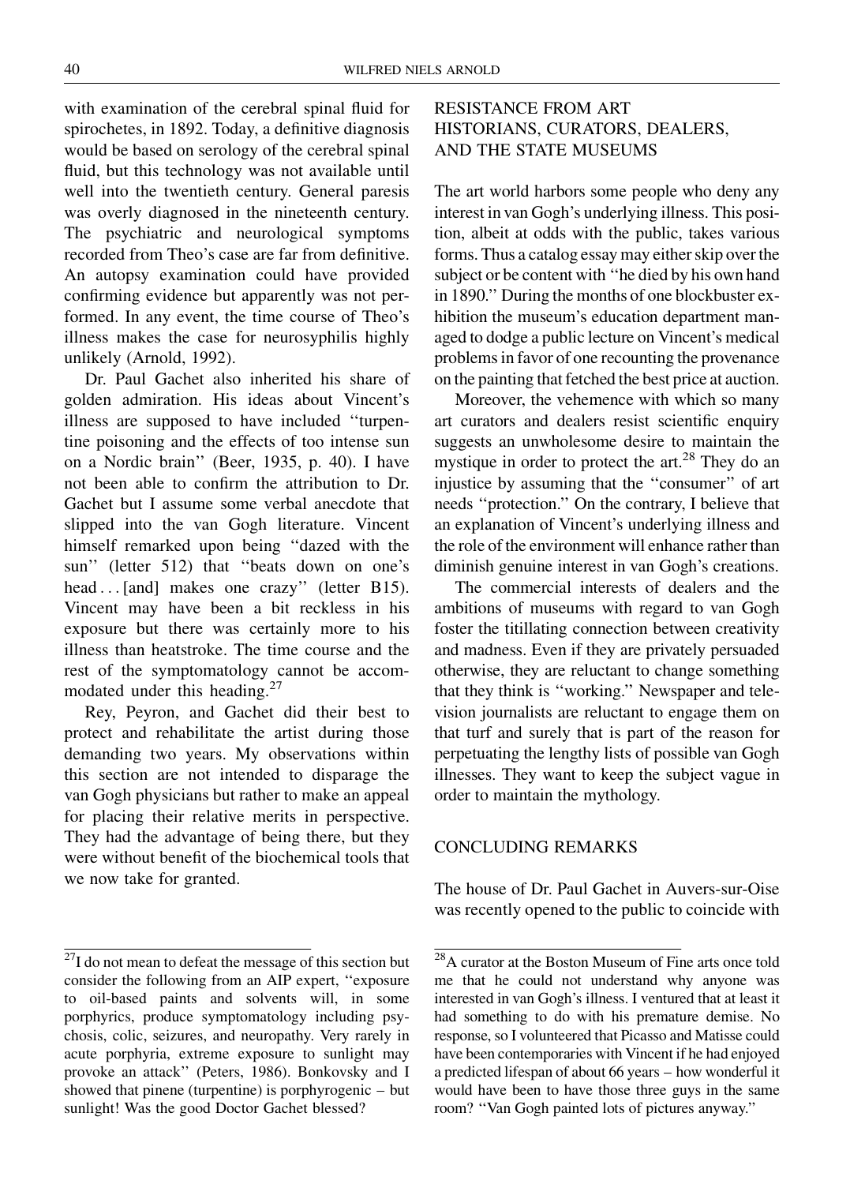with examination of the cerebral spinal fluid for spirochetes, in 1892. Today, a definitive diagnosis would be based on serology of the cerebral spinal fluid, but this technology was not available until well into the twentieth century. General paresis was overly diagnosed in the nineteenth century. The psychiatric and neurological symptoms recorded from Theo's case are far from definitive. An autopsy examination could have provided confirming evidence but apparently was not performed. In any event, the time course of Theo's illness makes the case for neurosyphilis highly unlikely (Arnold, 1992).

Dr. Paul Gachet also inherited his share of golden admiration. His ideas about Vincent's illness are supposed to have included ''turpentine poisoning and the effects of too intense sun on a Nordic brain'' (Beer, 1935, p. 40). I have not been able to confirm the attribution to Dr. Gachet but I assume some verbal anecdote that slipped into the van Gogh literature. Vincent himself remarked upon being ''dazed with the sun'' (letter 512) that ''beats down on one's head . . . [and] makes one crazy'' (letter B15). Vincent may have been a bit reckless in his exposure but there was certainly more to his illness than heatstroke. The time course and the rest of the symptomatology cannot be accommodated under this heading.[27]

Rey, Peyron, and Gachet did their best to protect and rehabilitate the artist during those demanding two years. My observations within this section are not intended to disparage the van Gogh physicians but rather to make an appeal for placing their relative merits in perspective. They had the advantage of being there, but they were without benefit of the biochemical tools that we now take for granted.

## RESISTANCE FROM ART HISTORIANS, CURATORS, DEALERS, AND THE STATE MUSEUMS

The art world harbors some people who deny any interest in van Gogh's underlying illness. This position, albeit at odds with the public, takes various forms. Thus a catalog essay may either skip over the subject or be content with ''he died by his own hand in 1890.'' During the months of one blockbuster exhibition the museum's education department managed to dodge a public lecture on Vincent's medical problems in favor of one recounting the provenance on the painting that fetched the best price at auction.

Moreover, the vehemence with which so many art curators and dealers resist scientific enquiry suggests an unwholesome desire to maintain the mystique in order to protect the art.[28] They do an injustice by assuming that the ''consumer'' of art needs ''protection.'' On the contrary, I believe that an explanation of Vincent's underlying illness and the role of the environment will enhance rather than diminish genuine interest in van Gogh's creations.

The commercial interests of dealers and the ambitions of museums with regard to van Gogh foster the titillating connection between creativity and madness. Even if they are privately persuaded otherwise, they are reluctant to change something that they think is ''working.'' Newspaper and television journalists are reluctant to engage them on that turf and surely that is part of the reason for perpetuating the lengthy lists of possible van Gogh illnesses. They want to keep the subject vague in order to maintain the mythology.

## CONCLUDING REMARKS

The house of Dr. Paul Gachet in Auvers-sur-Oise was recently opened to the public to coincide with

---

[27] I do not mean to defeat the message of this section but consider the following from an AIP expert, ''exposure to oil-based paints and solvents will, in some porphyrics, produce symptomatology including psychosis, colic, seizures, and neuropathy. Very rarely in acute porphyria, extreme exposure to sunlight may provoke an attack'' (Peters, 1986). Bonkovsky and I showed that pinene (turpentine) is porphyrogenic – but sunlight! Was the good Doctor Gachet blessed?

[28] A curator at the Boston Museum of Fine arts once told me that he could not understand why anyone was interested in van Gogh's illness. I ventured that at least it had something to do with his premature demise. No response, so I volunteered that Picasso and Matisse could have been contemporaries with Vincent if he had enjoyed a predicted lifespan of about 66 years – how wonderful it would have been to have those three guys in the same room? ''Van Gogh painted lots of pictures anyway.''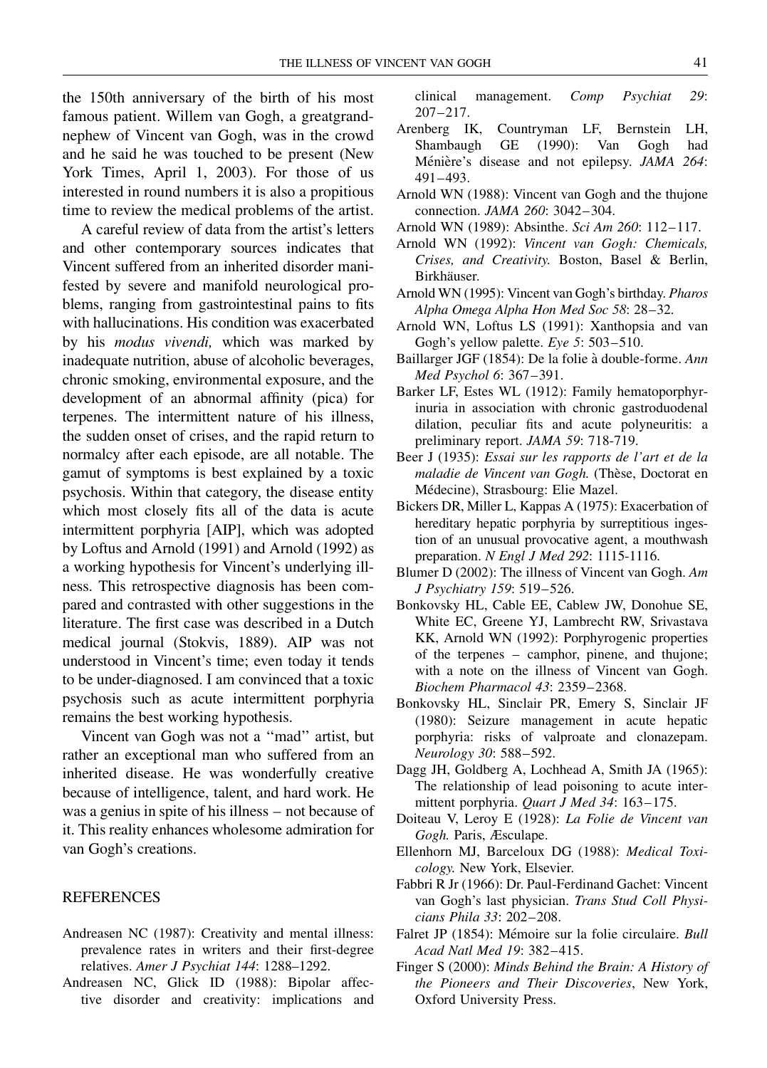the 150th anniversary of the birth of his most famous patient. Willem van Gogh, a greatgrandnephew of Vincent van Gogh, was in the crowd and he said he was touched to be present (New York Times, April 1, 2003). For those of us interested in round numbers it is also a propitious time to review the medical problems of the artist.

A careful review of data from the artist's letters and other contemporary sources indicates that Vincent suffered from an inherited disorder manifested by severe and manifold neurological problems, ranging from gastrointestinal pains to fits with hallucinations. His condition was exacerbated by his *modus vivendi,* which was marked by inadequate nutrition, abuse of alcoholic beverages, chronic smoking, environmental exposure, and the development of an abnormal affinity (pica) for terpenes. The intermittent nature of his illness, the sudden onset of crises, and the rapid return to normalcy after each episode, are all notable. The gamut of symptoms is best explained by a toxic psychosis. Within that category, the disease entity which most closely fits all of the data is acute intermittent porphyria [AIP], which was adopted by Loftus and Arnold (1991) and Arnold (1992) as a working hypothesis for Vincent's underlying illness. This retrospective diagnosis has been compared and contrasted with other suggestions in the literature. The first case was described in a Dutch medical journal (Stokvis, 1889). AIP was not understood in Vincent's time; even today it tends to be under-diagnosed. I am convinced that a toxic psychosis such as acute intermittent porphyria remains the best working hypothesis.

Vincent van Gogh was not a ''mad'' artist, but rather an exceptional man who suffered from an inherited disease. He was wonderfully creative because of intelligence, talent, and hard work. He was a genius in spite of his illness – not because of it. This reality enhances wholesome admiration for van Gogh's creations.

## REFERENCES

Andreasen NC (1987): Creativity and mental illness: prevalence rates in writers and their first-degree relatives. *Amer J Psychiat 144*: 1288–1292.

Andreasen NC, Glick ID (1988): Bipolar affective disorder and creativity: implications and clinical management. *Comp Psychiat 29*: 207–217.

Arenberg IK, Countryman LF, Bernstein LH, Shambaugh GE (1990): Van Gogh had Ménière's disease and not epilepsy. *JAMA 264*: 491–493.

Arnold WN (1988): Vincent van Gogh and the thujone connection. *JAMA 260*: 3042–304.

Arnold WN (1989): Absinthe. *Sci Am 260*: 112–117.

Arnold WN (1992): *Vincent van Gogh: Chemicals, Crises, and Creativity.* Boston, Basel & Berlin, Birkhäuser.

Arnold WN (1995): Vincent van Gogh's birthday. *Pharos Alpha Omega Alpha Hon Med Soc 58*: 28–32.

Arnold WN, Loftus LS (1991): Xanthopsia and van Gogh's yellow palette. *Eye 5*: 503–510.

Baillarger JGF (1854): De la folie à double-forme. *Ann Med Psychol 6*: 367–391.

Barker LF, Estes WL (1912): Family hematoporphyrinuria in association with chronic gastroduodenal dilation, peculiar fits and acute polyneuritis: a preliminary report. *JAMA 59*: 718-719.

Beer J (1935): *Essai sur les rapports de l'art et de la maladie de Vincent van Gogh.* (Thèse, Doctorat en Médecine), Strasbourg: Elie Mazel.

Bickers DR, Miller L, Kappas A (1975): Exacerbation of hereditary hepatic porphyria by surreptitious ingestion of an unusual provocative agent, a mouthwash preparation. *N Engl J Med 292*: 1115-1116.

Blumer D (2002): The illness of Vincent van Gogh. *Am J Psychiatry 159*: 519–526.

Bonkovsky HL, Cable EE, Cablew JW, Donohue SE, White EC, Greene YJ, Lambrecht RW, Srivastava KK, Arnold WN (1992): Porphyrogenic properties of the terpenes – camphor, pinene, and thujone; with a note on the illness of Vincent van Gogh. *Biochem Pharmacol 43*: 2359–2368.

Bonkovsky HL, Sinclair PR, Emery S, Sinclair JF (1980): Seizure management in acute hepatic porphyria: risks of valproate and clonazepam. *Neurology 30*: 588–592.

Dagg JH, Goldberg A, Lochhead A, Smith JA (1965): The relationship of lead poisoning to acute intermittent porphyria. *Quart J Med 34*: 163–175.

Doiteau V, Leroy E (1928): *La Folie de Vincent van Gogh.* Paris, Æsculape.

Ellenhorn MJ, Barceloux DG (1988): *Medical Toxicology.* New York, Elsevier.

Fabbri R Jr (1966): Dr. Paul-Ferdinand Gachet: Vincent van Gogh's last physician. *Trans Stud Coll Physicians Phila 33*: 202–208.

Falret JP (1854): Mémoire sur la folie circulaire. *Bull Acad Natl Med 19*: 382–415.

Finger S (2000): *Minds Behind the Brain: A History of the Pioneers and Their Discoveries*, New York, Oxford University Press.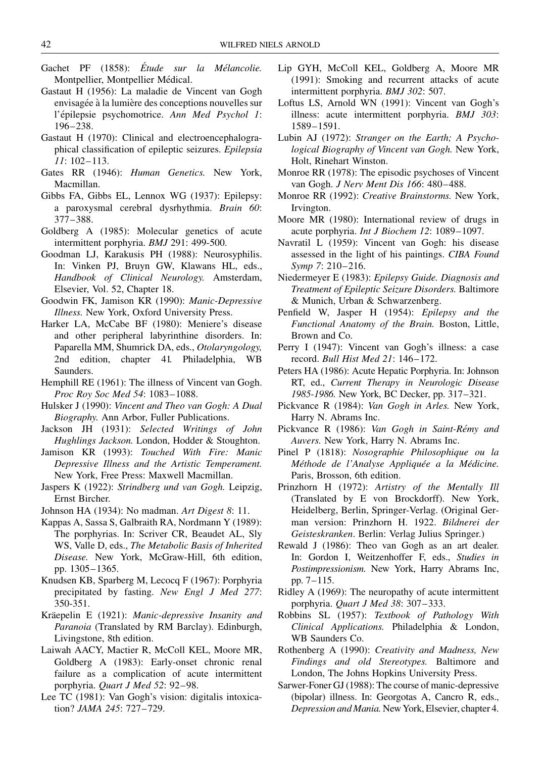Gachet PF (1858): *Étude sur la Mélancolie.* Montpellier, Montpellier Médical.

Gastaut H (1956): La maladie de Vincent van Gogh envisagée à la lumière des conceptions nouvelles sur l'épilepsie psychomotrice. *Ann Med Psychol 1*: 196–238.

Gastaut H (1970): Clinical and electroencephalographical classification of epileptic seizures. *Epilepsia 11*: 102–113.

Gates RR (1946): *Human Genetics.* New York, Macmillan.

Gibbs FA, Gibbs EL, Lennox WG (1937): Epilepsy: a paroxysmal cerebral dysrhythmia. *Brain 60*: 377–388.

Goldberg A (1985): Molecular genetics of acute intermittent porphyria. *BMJ* 291: 499-500.

Goodman LJ, Karakusis PH (1988): Neurosyphilis. In: Vinken PJ, Bruyn GW, Klawans HL, eds., *Handbook of Clinical Neurology.* Amsterdam, Elsevier, Vol. 52, Chapter 18.

Goodwin FK, Jamison KR (1990): *Manic-Depressive Illness.* New York, Oxford University Press.

Harker LA, McCabe BF (1980): Meniere's disease and other peripheral labyrinthine disorders. In: Paparella MM, Shumrick DA, eds., *Otolaryngology,* 2nd edition, chapter 41. Philadelphia, WB Saunders.

Hemphill RE (1961): The illness of Vincent van Gogh. *Proc Roy Soc Med 54*: 1083–1088.

Hulsker J (1990): *Vincent and Theo van Gogh: A Dual Biography.* Ann Arbor, Fuller Publications.

Jackson JH (1931): *Selected Writings of John Hughlings Jackson.* London, Hodder & Stoughton.

Jamison KR (1993): *Touched With Fire: Manic Depressive Illness and the Artistic Temperament.* New York, Free Press: Maxwell Macmillan.

Jaspers K (1922): *Strindberg und van Gogh.* Leipzig, Ernst Bircher.

Johnson HA (1934): No madman. *Art Digest 8*: 11.

Kappas A, Sassa S, Galbraith RA, Nordmann Y (1989): The porphyrias. In: Scriver CR, Beaudet AL, Sly WS, Valle D, eds., *The Metabolic Basis of Inherited Disease.* New York, McGraw-Hill, 6th edition, pp. 1305–1365.

Knudsen KB, Sparberg M, Lecocq F (1967): Porphyria precipitated by fasting. *New Engl J Med 277*: 350-351.

Kräepelin E (1921): *Manic-depressive Insanity and Paranoia* (Translated by RM Barclay). Edinburgh, Livingstone, 8th edition.

Laiwah AACY, Mactier R, McColl KEL, Moore MR, Goldberg A (1983): Early-onset chronic renal failure as a complication of acute intermittent porphyria. *Quart J Med 52*: 92–98.

Lee TC (1981): Van Gogh's vision: digitalis intoxication? *JAMA 245*: 727–729.

Lip GYH, McColl KEL, Goldberg A, Moore MR (1991): Smoking and recurrent attacks of acute intermittent porphyria. *BMJ 302*: 507.

Loftus LS, Arnold WN (1991): Vincent van Gogh's illness: acute intermittent porphyria. *BMJ 303*: 1589–1591.

Lubin AJ (1972): *Stranger on the Earth; A Psychological Biography of Vincent van Gogh.* New York, Holt, Rinehart Winston.

Monroe RR (1978): The episodic psychoses of Vincent van Gogh. *J Nerv Ment Dis 166*: 480–488.

Monroe RR (1992): *Creative Brainstorms.* New York, Irvington.

Moore MR (1980): International review of drugs in acute porphyria. *Int J Biochem 12*: 1089–1097.

Navratil L (1959): Vincent van Gogh: his disease assessed in the light of his paintings. *CIBA Found Symp 7*: 210–216.

Niedermeyer E (1983): *Epilepsy Guide. Diagnosis and Treatment of Epileptic Seizure Disorders.* Baltimore & Munich, Urban & Schwarzenberg.

Penfield W, Jasper H (1954): *Epilepsy and the Functional Anatomy of the Brain.* Boston, Little, Brown and Co.

Perry I (1947): Vincent van Gogh's illness: a case record. *Bull Hist Med 21*: 146–172.

Peters HA (1986): Acute Hepatic Porphyria. In: Johnson RT, ed., *Current Therapy in Neurologic Disease 1985-1986.* New York, BC Decker, pp. 317–321.

Pickvance R (1984): *Van Gogh in Arles.* New York, Harry N. Abrams Inc.

Pickvance R (1986): *Van Gogh in Saint-Rémy and Auvers.* New York, Harry N. Abrams Inc.

Pinel P (1818): *Nosographie Philosophique ou la Méthode de l'Analyse Appliquée a la Médicine.* Paris, Brosson, 6th edition.

Prinzhorn H (1972): *Artistry of the Mentally Ill* (Translated by E von Brockdorff). New York, Heidelberg, Berlin, Springer-Verlag. (Original German version: Prinzhorn H. 1922. *Bildnerei der Geisteskranken*. Berlin: Verlag Julius Springer.)

Rewald J (1986): Theo van Gogh as an art dealer. In: Gordon I, Weitzenhoffer F, eds., *Studies in Postimpressionism.* New York, Harry Abrams Inc, pp. 7–115.

Ridley A (1969): The neuropathy of acute intermittent porphyria. *Quart J Med 38*: 307–333.

Robbins SL (1957): *Textbook of Pathology With Clinical Applications.* Philadelphia & London, WB Saunders Co.

Rothenberg A (1990): *Creativity and Madness, New Findings and old Stereotypes.* Baltimore and London, The Johns Hopkins University Press.

Sarwer-Foner GJ (1988): The course of manic-depressive (bipolar) illness. In: Georgotas A, Cancro R, eds., *Depression and Mania.* New York, Elsevier, chapter 4.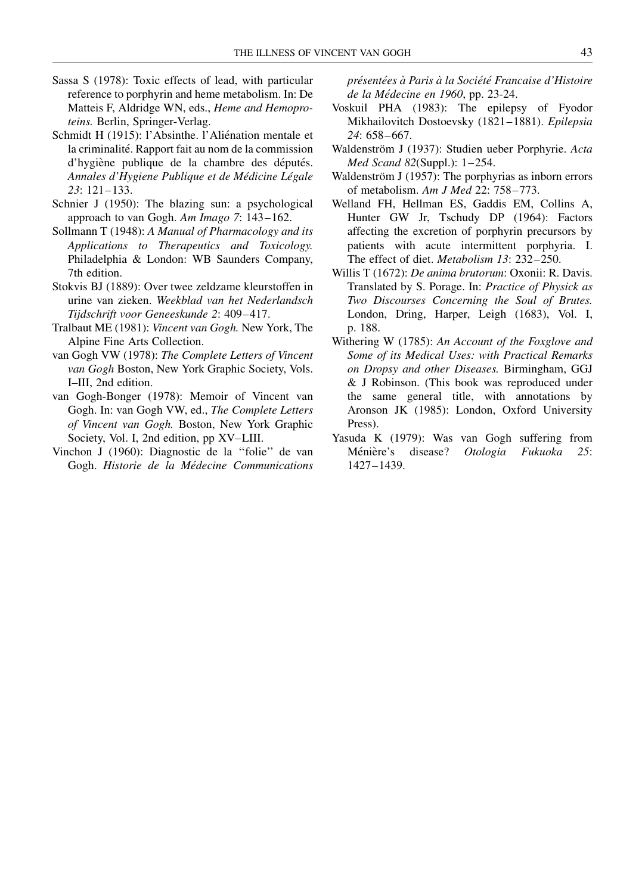Sassa S (1978): Toxic effects of lead, with particular reference to porphyrin and heme metabolism. In: De Matteis F, Aldridge WN, eds., *Heme and Hemoproteins.* Berlin, Springer-Verlag.

Schmidt H (1915): l'Absinthe. l'Aliénation mentale et la criminalité. Rapport fait au nom de la commission d'hygiène publique de la chambre des députés. *Annales d'Hygiene Publique et de Médicine Légale 23*: 121–133.

Schnier J (1950): The blazing sun: a psychological approach to van Gogh. *Am Imago 7*: 143–162.

Sollmann T (1948): *A Manual of Pharmacology and its Applications to Therapeutics and Toxicology.* Philadelphia & London: WB Saunders Company, 7th edition.

Stokvis BJ (1889): Over twee zeldzame kleurstoffen in urine van zieken. *Weekblad van het Nederlandsch Tijdschrift voor Geneeskunde 2*: 409–417.

Tralbaut ME (1981): *Vincent van Gogh.* New York, The Alpine Fine Arts Collection.

van Gogh VW (1978): *The Complete Letters of Vincent van Gogh* Boston, New York Graphic Society, Vols. I–III, 2nd edition.

van Gogh-Bonger (1978): Memoir of Vincent van Gogh. In: van Gogh VW, ed., *The Complete Letters of Vincent van Gogh.* Boston, New York Graphic Society, Vol. I, 2nd edition, pp XV–LIII.

Vinchon J (1960): Diagnostic de la ''folie'' de van Gogh. *Historie de la Médecine Communications présentées à Paris à la Société Francaise d'Histoire de la Médecine en 1960*, pp. 23-24.

Voskuil PHA (1983): The epilepsy of Fyodor Mikhailovitch Dostoevsky (1821–1881). *Epilepsia 24*: 658–667.

Waldenström J (1937): Studien ueber Porphyrie. *Acta Med Scand 82*(Suppl.): 1–254.

Waldenström J (1957): The porphyrias as inborn errors of metabolism. *Am J Med* 22: 758–773.

Welland FH, Hellman ES, Gaddis EM, Collins A, Hunter GW Jr, Tschudy DP (1964): Factors affecting the excretion of porphyrin precursors by patients with acute intermittent porphyria. I. The effect of diet. *Metabolism 13*: 232–250.

Willis T (1672): *De anima brutorum*: Oxonii: R. Davis. Translated by S. Porage. In: *Practice of Physick as Two Discourses Concerning the Soul of Brutes.* London, Dring, Harper, Leigh (1683), Vol. I, p. 188.

Withering W (1785): *An Account of the Foxglove and Some of its Medical Uses: with Practical Remarks on Dropsy and other Diseases.* Birmingham, GGJ & J Robinson. (This book was reproduced under the same general title, with annotations by Aronson JK (1985): London, Oxford University Press).

Yasuda K (1979): Was van Gogh suffering from Ménière's disease? *Otologia Fukuoka 25*: 1427–1439.